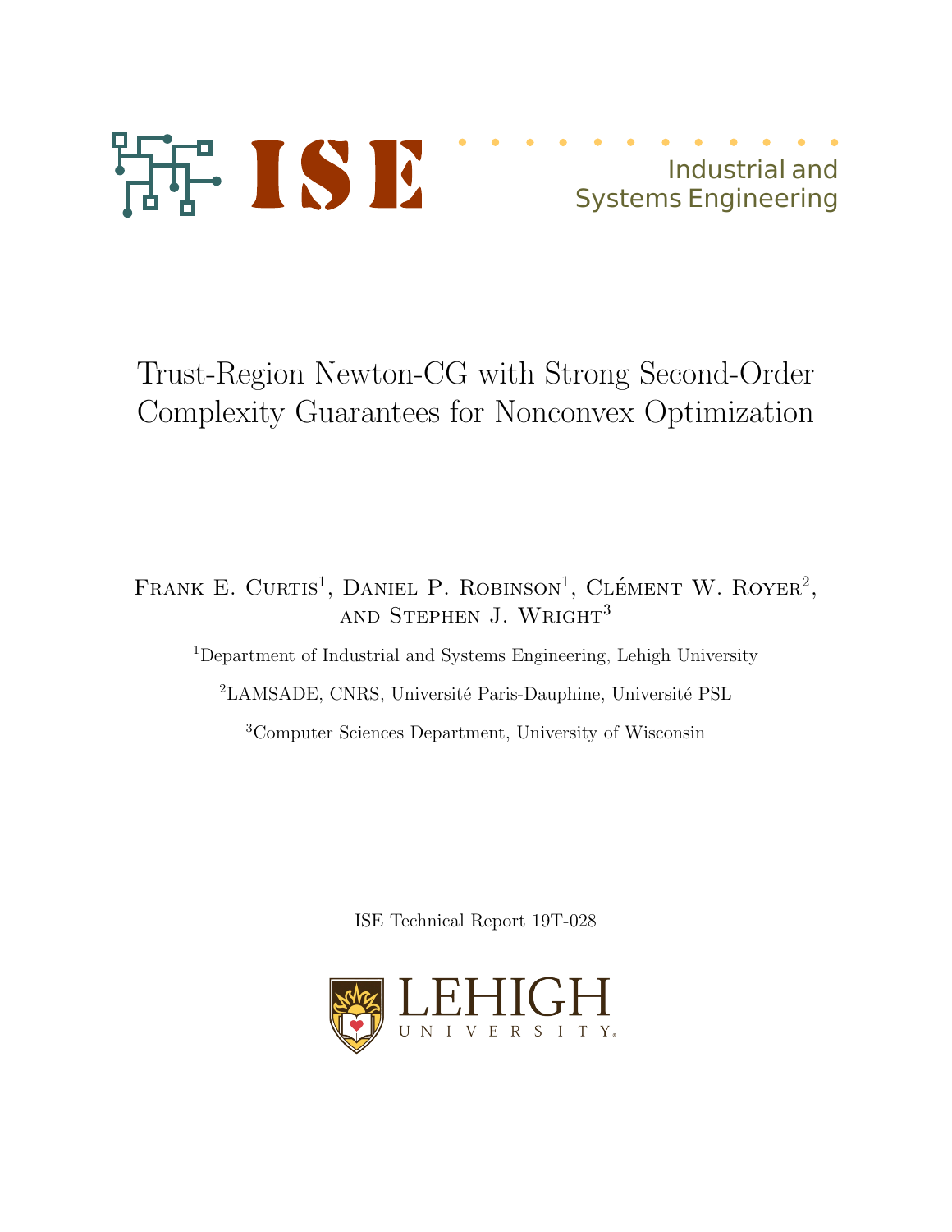ISE

Industrial and Systems Engineering

# Trust-Region Newton-CG with Strong Second-Order Complexity Guarantees for Nonconvex Optimization

Frank E. Curtis[1], Daniel P. Robinson[1], Clément W. Royer[2], and Stephen J. Wright[3]

[1]Department of Industrial and Systems Engineering, Lehigh University

[2]LAMSADE, CNRS, Université Paris-Dauphine, Université PSL

[3]Computer Sciences Department, University of Wisconsin

ISE Technical Report 19T-028

LEHIGH UNIVERSITY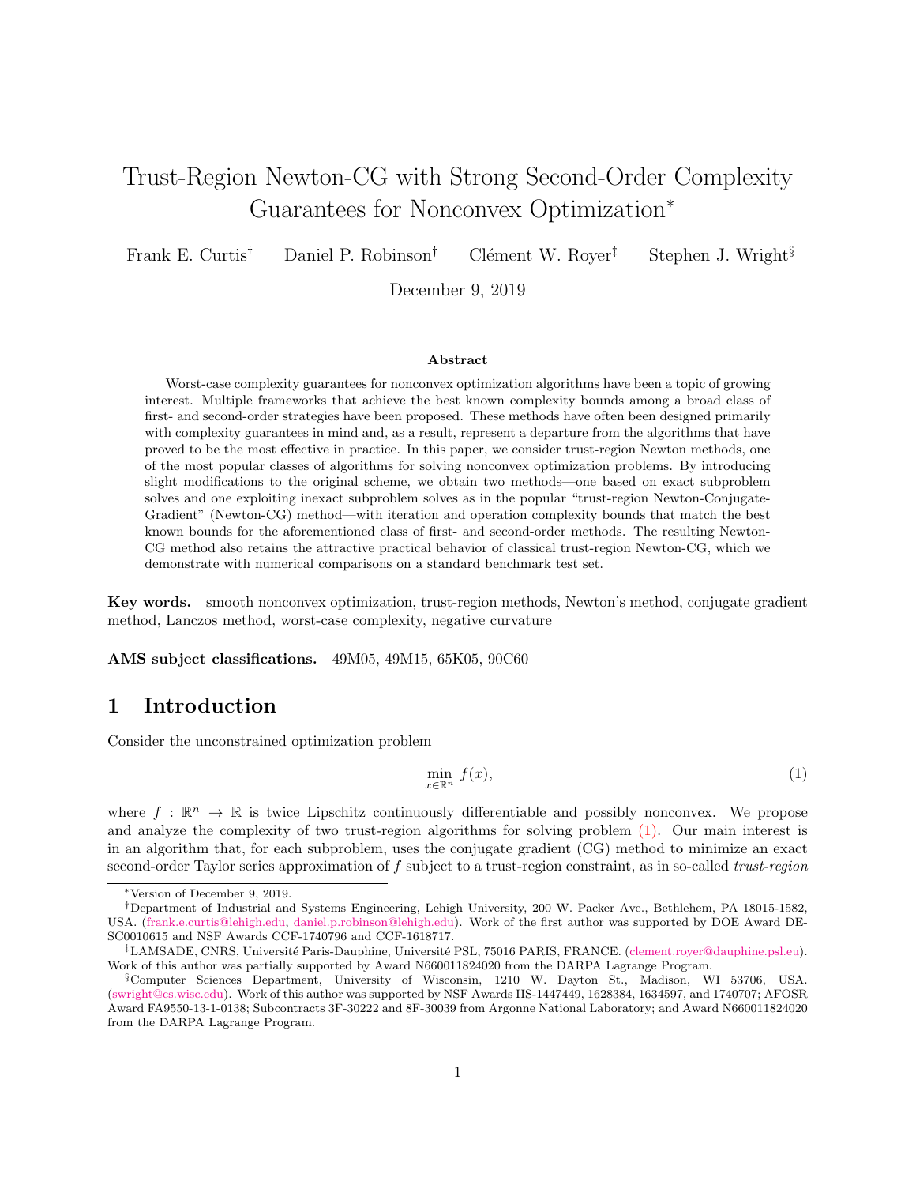# Trust-Region Newton-CG with Strong Second-Order Complexity Guarantees for Nonconvex Optimization*

Frank E. Curtis[†] Daniel P. Robinson[†] Clément W. Royer[‡] Stephen J. Wright[§]

December 9, 2019

### Abstract

Worst-case complexity guarantees for nonconvex optimization algorithms have been a topic of growing interest. Multiple frameworks that achieve the best known complexity bounds among a broad class of first- and second-order strategies have been proposed. These methods have often been designed primarily with complexity guarantees in mind and, as a result, represent a departure from the algorithms that have proved to be the most effective in practice. In this paper, we consider trust-region Newton methods, one of the most popular classes of algorithms for solving nonconvex optimization problems. By introducing slight modifications to the original scheme, we obtain two methods—one based on exact subproblem solves and one exploiting inexact subproblem solves as in the popular "trust-region Newton-Conjugate-Gradient" (Newton-CG) method—with iteration and operation complexity bounds that match the best known bounds for the aforementioned class of first- and second-order methods. The resulting Newton-CG method also retains the attractive practical behavior of classical trust-region Newton-CG, which we demonstrate with numerical comparisons on a standard benchmark test set.

**Key words.** smooth nonconvex optimization, trust-region methods, Newton's method, conjugate gradient method, Lanczos method, worst-case complexity, negative curvature

**AMS subject classifications.** 49M05, 49M15, 65K05, 90C60

## 1 Introduction

Consider the unconstrained optimization problem

$$\min_{x \in \mathbb{R}^n} f(x), \tag{1}$$

where $f : \mathbb{R}^n \to \mathbb{R}$ is twice Lipschitz continuously differentiable and possibly nonconvex. We propose and analyze the complexity of two trust-region algorithms for solving problem (1). Our main interest is in an algorithm that, for each subproblem, uses the conjugate gradient (CG) method to minimize an exact second-order Taylor series approximation of $f$ subject to a trust-region constraint, as in so-called *trust-region*

---

*Version of December 9, 2019.

†Department of Industrial and Systems Engineering, Lehigh University, 200 W. Packer Ave., Bethlehem, PA 18015-1582, USA. (frank.e.curtis@lehigh.edu, daniel.p.robinson@lehigh.edu). Work of the first author was supported by DOE Award DE-SC0010615 and NSF Awards CCF-1740796 and CCF-1618717.

‡LAMSADE, CNRS, Université Paris-Dauphine, Université PSL, 75016 PARIS, FRANCE. (clement.royer@dauphine.psl.eu). Work of this author was partially supported by Award N660011824020 from the DARPA Lagrange Program.

§Computer Sciences Department, University of Wisconsin, 1210 W. Dayton St., Madison, WI 53706, USA. (swright@cs.wisc.edu). Work of this author was supported by NSF Awards IIS-1447449, 1628384, 1634597, and 1740707; AFOSR Award FA9550-13-1-0138; Subcontracts 3F-30222 and 8F-30039 from Argonne National Laboratory; and Award N660011824020 from the DARPA Lagrange Program.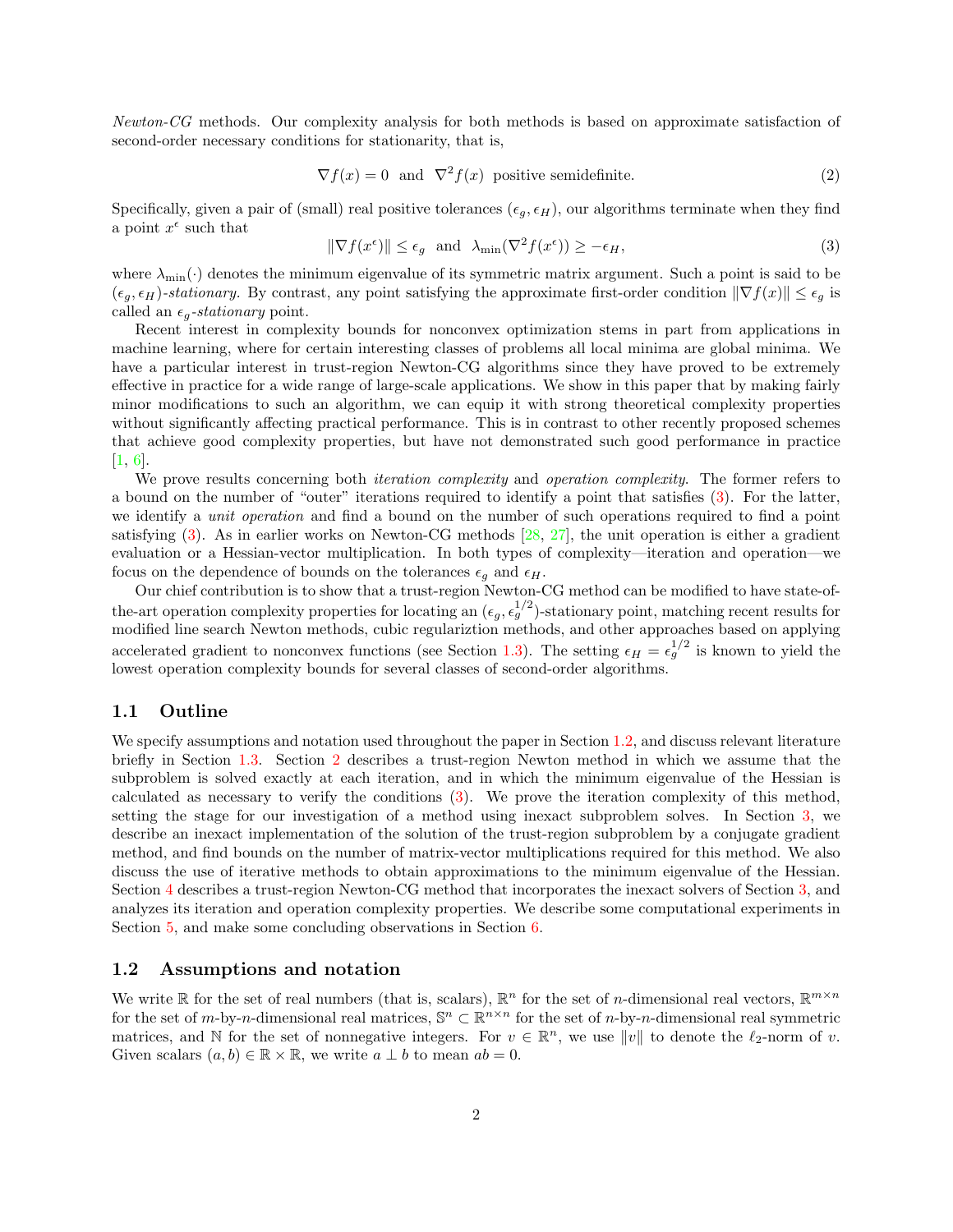*Newton-CG* methods. Our complexity analysis for both methods is based on approximate satisfaction of second-order necessary conditions for stationarity, that is,

$$\nabla f(x) = 0 \;\text{ and }\; \nabla^2 f(x) \;\text{ positive semidefinite.} \tag{2}$$

Specifically, given a pair of (small) real positive tolerances $(\epsilon_g, \epsilon_H)$, our algorithms terminate when they find a point $x^\epsilon$ such that

$$\|\nabla f(x^\epsilon)\| \le \epsilon_g \;\text{ and }\; \lambda_{\min}(\nabla^2 f(x^\epsilon)) \ge -\epsilon_H, \tag{3}$$

where $\lambda_{\min}(\cdot)$ denotes the minimum eigenvalue of its symmetric matrix argument. Such a point is said to be $(\epsilon_g, \epsilon_H)$-*stationary*. By contrast, any point satisfying the approximate first-order condition $\|\nabla f(x)\| \le \epsilon_g$ is called an $\epsilon_g$-*stationary* point.

Recent interest in complexity bounds for nonconvex optimization stems in part from applications in machine learning, where for certain interesting classes of problems all local minima are global minima. We have a particular interest in trust-region Newton-CG algorithms since they have proved to be extremely effective in practice for a wide range of large-scale applications. We show in this paper that by making fairly minor modifications to such an algorithm, we can equip it with strong theoretical complexity properties without significantly affecting practical performance. This is in contrast to other recently proposed schemes that achieve good complexity properties, but have not demonstrated such good performance in practice [1, 6].

We prove results concerning both *iteration complexity* and *operation complexity*. The former refers to a bound on the number of "outer" iterations required to identify a point that satisfies (3). For the latter, we identify a *unit operation* and find a bound on the number of such operations required to find a point satisfying (3). As in earlier works on Newton-CG methods [28, 27], the unit operation is either a gradient evaluation or a Hessian-vector multiplication. In both types of complexity—iteration and operation—we focus on the dependence of bounds on the tolerances $\epsilon_g$ and $\epsilon_H$.

Our chief contribution is to show that a trust-region Newton-CG method can be modified to have state-of-the-art operation complexity properties for locating an $(\epsilon_g, \epsilon_g^{1/2})$-stationary point, matching recent results for modified line search Newton methods, cubic regulariztion methods, and other approaches based on applying accelerated gradient to nonconvex functions (see Section 1.3). The setting $\epsilon_H = \epsilon_g^{1/2}$ is known to yield the lowest operation complexity bounds for several classes of second-order algorithms.

### 1.1 Outline

We specify assumptions and notation used throughout the paper in Section 1.2, and discuss relevant literature briefly in Section 1.3. Section 2 describes a trust-region Newton method in which we assume that the subproblem is solved exactly at each iteration, and in which the minimum eigenvalue of the Hessian is calculated as necessary to verify the conditions (3). We prove the iteration complexity of this method, setting the stage for our investigation of a method using inexact subproblem solves. In Section 3, we describe an inexact implementation of the solution of the trust-region subproblem by a conjugate gradient method, and find bounds on the number of matrix-vector multiplications required for this method. We also discuss the use of iterative methods to obtain approximations to the minimum eigenvalue of the Hessian. Section 4 describes a trust-region Newton-CG method that incorporates the inexact solvers of Section 3, and analyzes its iteration and operation complexity properties. We describe some computational experiments in Section 5, and make some concluding observations in Section 6.

### 1.2 Assumptions and notation

We write $\mathbb{R}$ for the set of real numbers (that is, scalars), $\mathbb{R}^n$ for the set of $n$-dimensional real vectors, $\mathbb{R}^{m \times n}$ for the set of $m$-by-$n$-dimensional real matrices, $\mathbb{S}^n \subset \mathbb{R}^{n \times n}$ for the set of $n$-by-$n$-dimensional real symmetric matrices, and $\mathbb{N}$ for the set of nonnegative integers. For $v \in \mathbb{R}^n$, we use $\|v\|$ to denote the $\ell_2$-norm of $v$. Given scalars $(a, b) \in \mathbb{R} \times \mathbb{R}$, we write $a \perp b$ to mean $ab = 0$.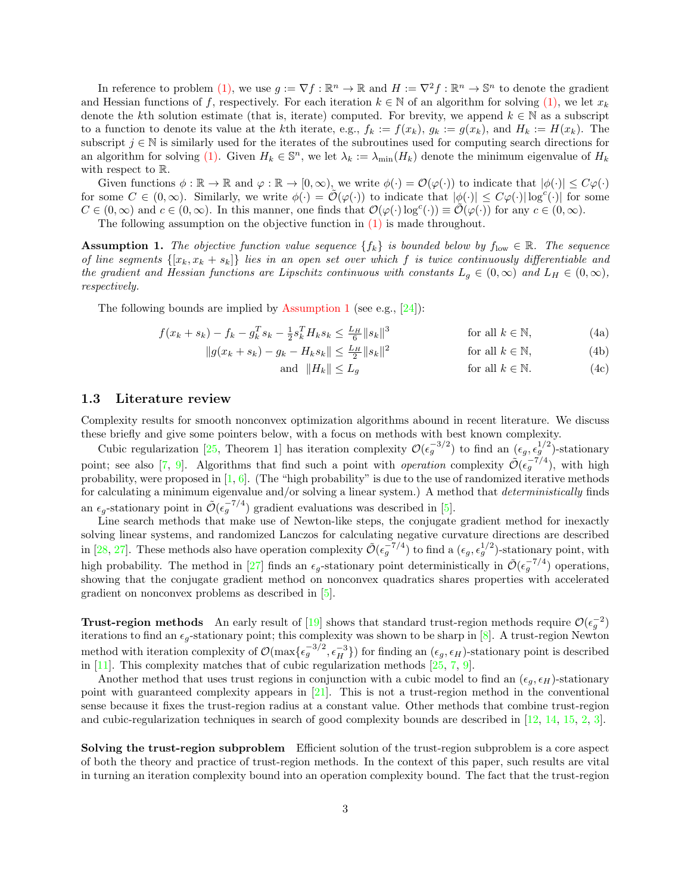In reference to problem (1), we use $g := \nabla f : \mathbb{R}^n \to \mathbb{R}$ and $H := \nabla^2 f : \mathbb{R}^n \to \mathbb{S}^n$ to denote the gradient and Hessian functions of $f$, respectively. For each iteration $k \in \mathbb{N}$ of an algorithm for solving (1), we let $x_k$ denote the $k$th solution estimate (that is, iterate) computed. For brevity, we append $k \in \mathbb{N}$ as a subscript to a function to denote its value at the $k$th iterate, e.g., $f_k := f(x_k)$, $g_k := g(x_k)$, and $H_k := H(x_k)$. The subscript $j \in \mathbb{N}$ is similarly used for the iterates of the subroutines used for computing search directions for an algorithm for solving (1). Given $H_k \in \mathbb{S}^n$, we let $\lambda_k := \lambda_{\min}(H_k)$ denote the minimum eigenvalue of $H_k$ with respect to $\mathbb{R}$.

Given functions $\phi : \mathbb{R} \to \mathbb{R}$ and $\varphi : \mathbb{R} \to [0, \infty)$, we write $\phi(\cdot) = \mathcal{O}(\varphi(\cdot))$ to indicate that $|\phi(\cdot)| \leq C\varphi(\cdot)$ for some $C \in (0, \infty)$. Similarly, we write $\phi(\cdot) = \tilde{\mathcal{O}}(\varphi(\cdot))$ to indicate that $|\phi(\cdot)| \leq C\varphi(\cdot)|\log^c(\cdot)|$ for some $C \in (0, \infty)$ and $c \in (0, \infty)$. In this manner, one finds that $\mathcal{O}(\varphi(\cdot)\log^c(\cdot)) \equiv \tilde{\mathcal{O}}(\varphi(\cdot))$ for any $c \in (0, \infty)$.

The following assumption on the objective function in (1) is made throughout.

**Assumption 1.** *The objective function value sequence $\{f_k\}$ is bounded below by $f_{\text{low}} \in \mathbb{R}$. The sequence of line segments $\{[x_k, x_k + s_k]\}$ lies in an open set over which $f$ is twice continuously differentiable and the gradient and Hessian functions are Lipschitz continuous with constants $L_g \in (0, \infty)$ and $L_H \in (0, \infty)$, respectively.*

The following bounds are implied by Assumption 1 (see e.g., [24]):

$$f(x_k + s_k) - f_k - g_k^T s_k - \tfrac{1}{2} s_k^T H_k s_k \leq \tfrac{L_H}{6}\|s_k\|^3 \quad \text{for all } k \in \mathbb{N}, \tag{4a}$$

$$\|g(x_k + s_k) - g_k - H_k s_k\| \leq \tfrac{L_H}{2}\|s_k\|^2 \quad \text{for all } k \in \mathbb{N}, \tag{4b}$$

$$\text{and} \quad \|H_k\| \leq L_g \quad \text{for all } k \in \mathbb{N}. \tag{4c}$$

## 1.3 Literature review

Complexity results for smooth nonconvex optimization algorithms abound in recent literature. We discuss these briefly and give some pointers below, with a focus on methods with best known complexity.

Cubic regularization [25, Theorem 1] has iteration complexity $\mathcal{O}(\epsilon_g^{-3/2})$ to find an $(\epsilon_g, \epsilon_g^{1/2})$-stationary point; see also [7, 9]. Algorithms that find such a point with *operation* complexity $\tilde{\mathcal{O}}(\epsilon_g^{-7/4})$, with high probability, were proposed in [1, 6]. (The "high probability" is due to the use of randomized iterative methods for calculating a minimum eigenvalue and/or solving a linear system.) A method that *deterministically* finds an $\epsilon_g$-stationary point in $\tilde{\mathcal{O}}(\epsilon_g^{-7/4})$ gradient evaluations was described in [5].

Line search methods that make use of Newton-like steps, the conjugate gradient method for inexactly solving linear systems, and randomized Lanczos for calculating negative curvature directions are described in [28, 27]. These methods also have operation complexity $\tilde{\mathcal{O}}(\epsilon_g^{-7/4})$ to find a $(\epsilon_g, \epsilon_g^{1/2})$-stationary point, with high probability. The method in [27] finds an $\epsilon_g$-stationary point deterministically in $\tilde{\mathcal{O}}(\epsilon_g^{-7/4})$ operations, showing that the conjugate gradient method on nonconvex quadratics shares properties with accelerated gradient on nonconvex problems as described in [5].

**Trust-region methods** An early result of [19] shows that standard trust-region methods require $\mathcal{O}(\epsilon_g^{-2})$ iterations to find an $\epsilon_g$-stationary point; this complexity was shown to be sharp in [8]. A trust-region Newton method with iteration complexity of $\mathcal{O}(\max\{\epsilon_g^{-3/2}, \epsilon_H^{-3}\})$ for finding an $(\epsilon_g, \epsilon_H)$-stationary point is described in [11]. This complexity matches that of cubic regularization methods [25, 7, 9].

Another method that uses trust regions in conjunction with a cubic model to find an $(\epsilon_g, \epsilon_H)$-stationary point with guaranteed complexity appears in [21]. This is not a trust-region method in the conventional sense because it fixes the trust-region radius at a constant value. Other methods that combine trust-region and cubic-regularization techniques in search of good complexity bounds are described in [12, 14, 15, 2, 3].

**Solving the trust-region subproblem** Efficient solution of the trust-region subproblem is a core aspect of both the theory and practice of trust-region methods. In the context of this paper, such results are vital in turning an iteration complexity bound into an operation complexity bound. The fact that the trust-region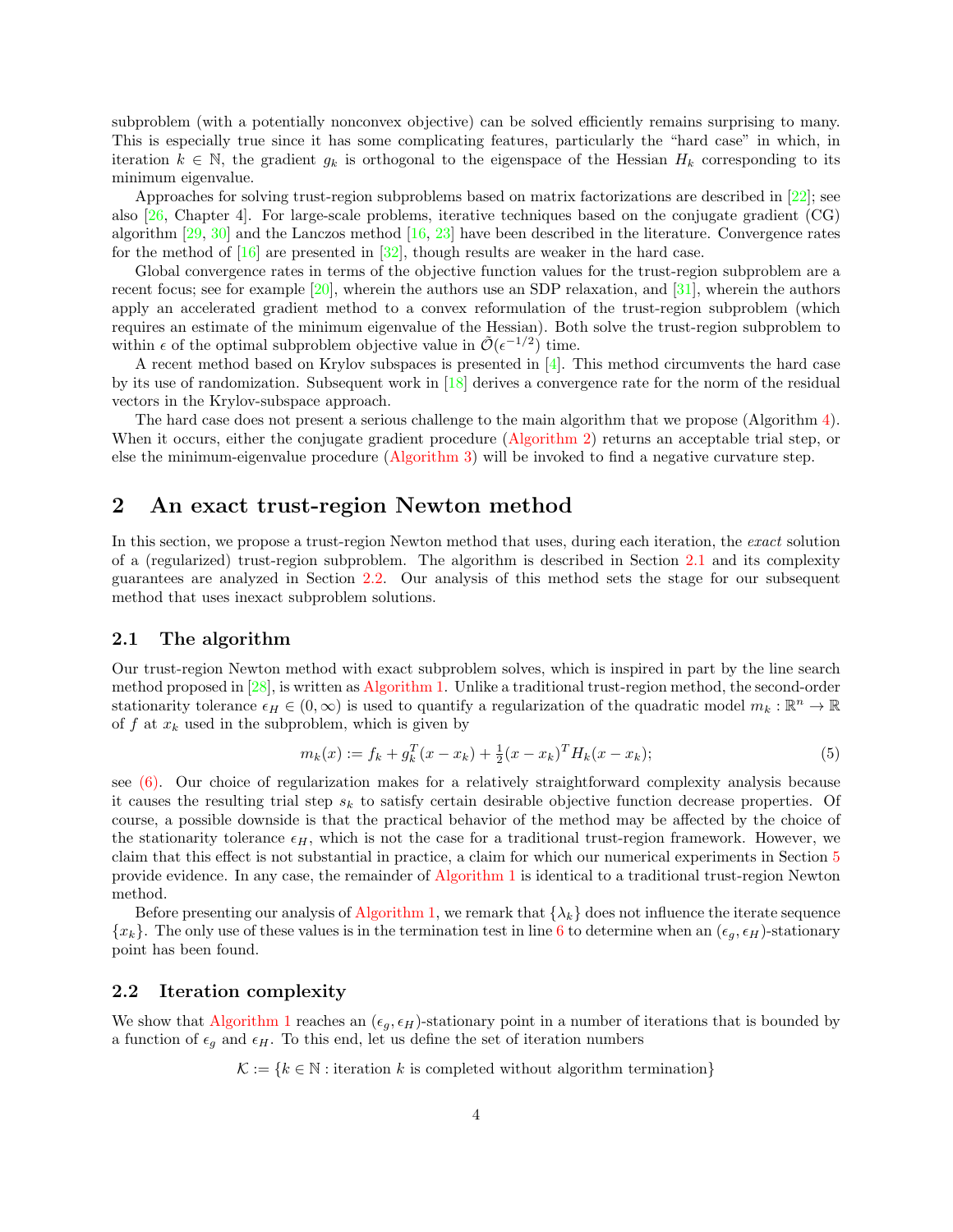subproblem (with a potentially nonconvex objective) can be solved efficiently remains surprising to many. This is especially true since it has some complicating features, particularly the "hard case" in which, in iteration $k \in \mathbb{N}$, the gradient $g_k$ is orthogonal to the eigenspace of the Hessian $H_k$ corresponding to its minimum eigenvalue.

Approaches for solving trust-region subproblems based on matrix factorizations are described in [22]; see also [26, Chapter 4]. For large-scale problems, iterative techniques based on the conjugate gradient (CG) algorithm [29, 30] and the Lanczos method [16, 23] have been described in the literature. Convergence rates for the method of [16] are presented in [32], though results are weaker in the hard case.

Global convergence rates in terms of the objective function values for the trust-region subproblem are a recent focus; see for example [20], wherein the authors use an SDP relaxation, and [31], wherein the authors apply an accelerated gradient method to a convex reformulation of the trust-region subproblem (which requires an estimate of the minimum eigenvalue of the Hessian). Both solve the trust-region subproblem to within $\epsilon$ of the optimal subproblem objective value in $\tilde{\mathcal{O}}(\epsilon^{-1/2})$ time.

A recent method based on Krylov subspaces is presented in [4]. This method circumvents the hard case by its use of randomization. Subsequent work in [18] derives a convergence rate for the norm of the residual vectors in the Krylov-subspace approach.

The hard case does not present a serious challenge to the main algorithm that we propose (Algorithm 4). When it occurs, either the conjugate gradient procedure (Algorithm 2) returns an acceptable trial step, or else the minimum-eigenvalue procedure (Algorithm 3) will be invoked to find a negative curvature step.

## 2 An exact trust-region Newton method

In this section, we propose a trust-region Newton method that uses, during each iteration, the *exact* solution of a (regularized) trust-region subproblem. The algorithm is described in Section 2.1 and its complexity guarantees are analyzed in Section 2.2. Our analysis of this method sets the stage for our subsequent method that uses inexact subproblem solutions.

### 2.1 The algorithm

Our trust-region Newton method with exact subproblem solves, which is inspired in part by the line search method proposed in [28], is written as Algorithm 1. Unlike a traditional trust-region method, the second-order stationarity tolerance $\epsilon_H \in (0, \infty)$ is used to quantify a regularization of the quadratic model $m_k : \mathbb{R}^n \to \mathbb{R}$ of $f$ at $x_k$ used in the subproblem, which is given by

$$m_k(x) := f_k + g_k^T(x - x_k) + \tfrac{1}{2}(x - x_k)^T H_k (x - x_k); \tag{5}$$

see (6). Our choice of regularization makes for a relatively straightforward complexity analysis because it causes the resulting trial step $s_k$ to satisfy certain desirable objective function decrease properties. Of course, a possible downside is that the practical behavior of the method may be affected by the choice of the stationarity tolerance $\epsilon_H$, which is not the case for a traditional trust-region framework. However, we claim that this effect is not substantial in practice, a claim for which our numerical experiments in Section 5 provide evidence. In any case, the remainder of Algorithm 1 is identical to a traditional trust-region Newton method.

Before presenting our analysis of Algorithm 1, we remark that $\{\lambda_k\}$ does not influence the iterate sequence $\{x_k\}$. The only use of these values is in the termination test in line 6 to determine when an $(\epsilon_g, \epsilon_H)$-stationary point has been found.

### 2.2 Iteration complexity

We show that Algorithm 1 reaches an $(\epsilon_g, \epsilon_H)$-stationary point in a number of iterations that is bounded by a function of $\epsilon_g$ and $\epsilon_H$. To this end, let us define the set of iteration numbers

$$\mathcal{K} := \{k \in \mathbb{N} : \text{iteration } k \text{ is completed without algorithm termination}\}$$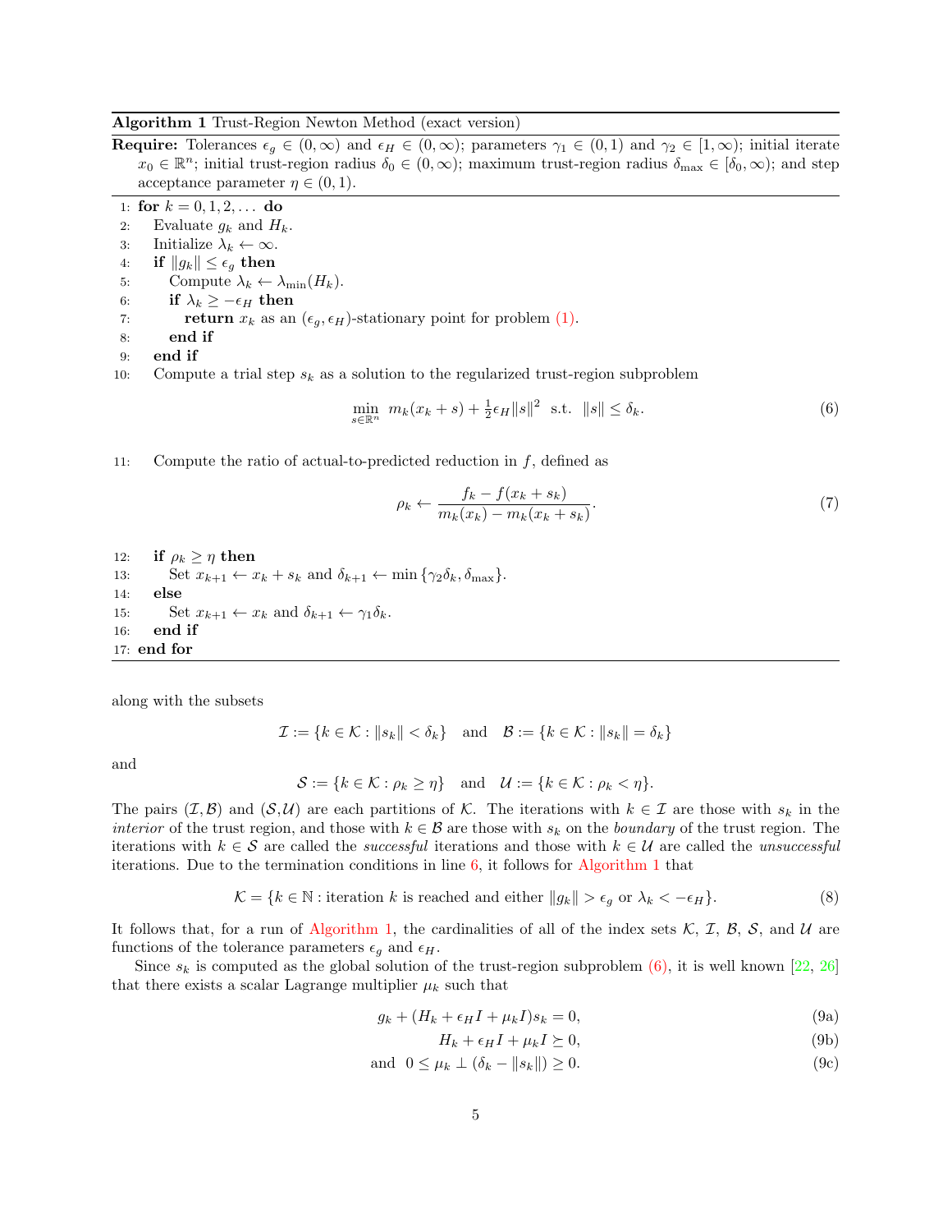**Algorithm 1** Trust-Region Newton Method (exact version)

**Require:** Tolerances $\epsilon_g \in (0, \infty)$ and $\epsilon_H \in (0, \infty)$; parameters $\gamma_1 \in (0, 1)$ and $\gamma_2 \in [1, \infty)$; initial iterate $x_0 \in \mathbb{R}^n$; initial trust-region radius $\delta_0 \in (0, \infty)$; maximum trust-region radius $\delta_{\max} \in [\delta_0, \infty)$; and step acceptance parameter $\eta \in (0, 1)$.

1: **for** $k = 0, 1, 2, \ldots$ **do**
2: Evaluate $g_k$ and $H_k$.
3: Initialize $\lambda_k \leftarrow \infty$.
4: **if** $\|g_k\| \leq \epsilon_g$ **then**
5: Compute $\lambda_k \leftarrow \lambda_{\min}(H_k)$.
6: **if** $\lambda_k \geq -\epsilon_H$ **then**
7: **return** $x_k$ as an $(\epsilon_g, \epsilon_H)$-stationary point for problem (1).
8: **end if**
9: **end if**
10: Compute a trial step $s_k$ as a solution to the regularized trust-region subproblem

$$\min_{s \in \mathbb{R}^n} \; m_k(x_k + s) + \tfrac{1}{2}\epsilon_H \|s\|^2 \;\; \text{s.t.} \;\; \|s\| \leq \delta_k. \tag{6}$$

11: Compute the ratio of actual-to-predicted reduction in $f$, defined as

$$\rho_k \leftarrow \frac{f_k - f(x_k + s_k)}{m_k(x_k) - m_k(x_k + s_k)}. \tag{7}$$

12: **if** $\rho_k \geq \eta$ **then**
13: Set $x_{k+1} \leftarrow x_k + s_k$ and $\delta_{k+1} \leftarrow \min\{\gamma_2 \delta_k, \delta_{\max}\}$.
14: **else**
15: Set $x_{k+1} \leftarrow x_k$ and $\delta_{k+1} \leftarrow \gamma_1 \delta_k$.
16: **end if**
17: **end for**

along with the subsets

$$\mathcal{I} := \{k \in \mathcal{K} : \|s_k\| < \delta_k\} \quad \text{and} \quad \mathcal{B} := \{k \in \mathcal{K} : \|s_k\| = \delta_k\}$$

and

$$\mathcal{S} := \{k \in \mathcal{K} : \rho_k \geq \eta\} \quad \text{and} \quad \mathcal{U} := \{k \in \mathcal{K} : \rho_k < \eta\}.$$

The pairs $(\mathcal{I}, \mathcal{B})$ and $(\mathcal{S}, \mathcal{U})$ are each partitions of $\mathcal{K}$. The iterations with $k \in \mathcal{I}$ are those with $s_k$ in the *interior* of the trust region, and those with $k \in \mathcal{B}$ are those with $s_k$ on the *boundary* of the trust region. The iterations with $k \in \mathcal{S}$ are called the *successful* iterations and those with $k \in \mathcal{U}$ are called the *unsuccessful* iterations. Due to the termination conditions in line 6, it follows for Algorithm 1 that

$$\mathcal{K} = \{k \in \mathbb{N} : \text{iteration } k \text{ is reached and either } \|g_k\| > \epsilon_g \text{ or } \lambda_k < -\epsilon_H\}. \tag{8}$$

It follows that, for a run of Algorithm 1, the cardinalities of all of the index sets $\mathcal{K}$, $\mathcal{I}$, $\mathcal{B}$, $\mathcal{S}$, and $\mathcal{U}$ are functions of the tolerance parameters $\epsilon_g$ and $\epsilon_H$.

Since $s_k$ is computed as the global solution of the trust-region subproblem (6), it is well known [22, 26] that there exists a scalar Lagrange multiplier $\mu_k$ such that

$$g_k + (H_k + \epsilon_H I + \mu_k I)s_k = 0, \tag{9a}$$

$$H_k + \epsilon_H I + \mu_k I \succeq 0, \tag{9b}$$

$$\text{and} \;\; 0 \leq \mu_k \perp (\delta_k - \|s_k\|) \geq 0. \tag{9c}$$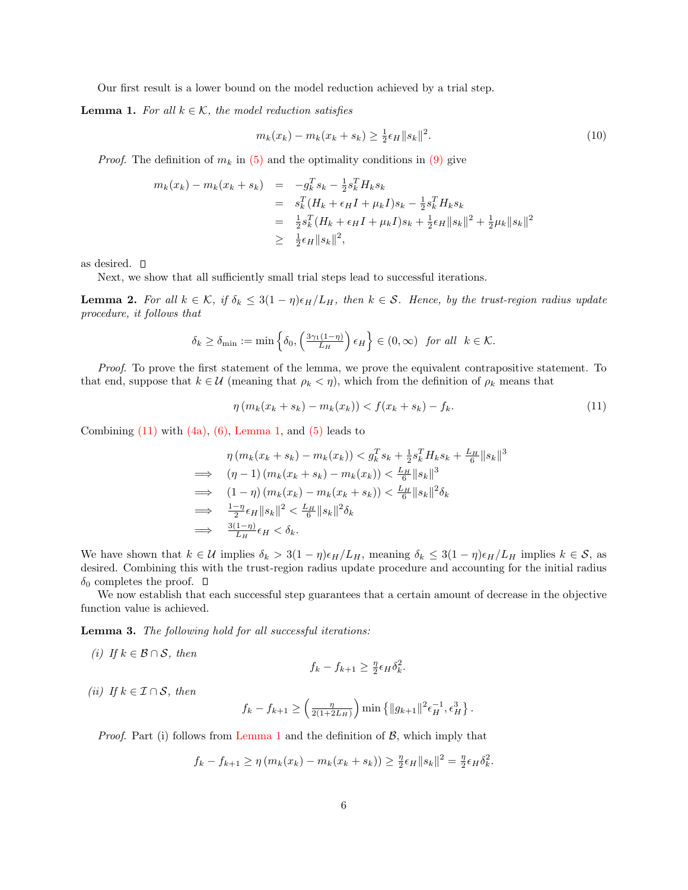Our first result is a lower bound on the model reduction achieved by a trial step.

**Lemma 1.** *For all $k \in \mathcal{K}$, the model reduction satisfies*

$$m_k(x_k) - m_k(x_k + s_k) \geq \tfrac{1}{2}\epsilon_H \|s_k\|^2. \tag{10}$$

*Proof.* The definition of $m_k$ in (5) and the optimality conditions in (9) give

$$\begin{aligned} m_k(x_k) - m_k(x_k + s_k) &= -g_k^T s_k - \tfrac{1}{2} s_k^T H_k s_k \\ &= s_k^T (H_k + \epsilon_H I + \mu_k I) s_k - \tfrac{1}{2} s_k^T H_k s_k \\ &= \tfrac{1}{2} s_k^T (H_k + \epsilon_H I + \mu_k I) s_k + \tfrac{1}{2}\epsilon_H \|s_k\|^2 + \tfrac{1}{2}\mu_k \|s_k\|^2 \\ &\geq \tfrac{1}{2}\epsilon_H \|s_k\|^2, \end{aligned}$$

as desired. □

Next, we show that all sufficiently small trial steps lead to successful iterations.

**Lemma 2.** *For all $k \in \mathcal{K}$, if $\delta_k \leq 3(1-\eta)\epsilon_H / L_H$, then $k \in \mathcal{S}$. Hence, by the trust-region radius update procedure, it follows that*

$$\delta_k \geq \delta_{\min} := \min \left\{ \delta_0, \left( \tfrac{3\gamma_1(1-\eta)}{L_H} \right) \epsilon_H \right\} \in (0, \infty) \quad \textit{for all} \quad k \in \mathcal{K}.$$

*Proof.* To prove the first statement of the lemma, we prove the equivalent contrapositive statement. To that end, suppose that $k \in \mathcal{U}$ (meaning that $\rho_k < \eta$), which from the definition of $\rho_k$ means that

$$\eta \left( m_k(x_k + s_k) - m_k(x_k) \right) < f(x_k + s_k) - f_k. \tag{11}$$

Combining (11) with (4a), (6), Lemma 1, and (5) leads to

$$\begin{aligned} & \eta \left( m_k(x_k + s_k) - m_k(x_k) \right) < g_k^T s_k + \tfrac{1}{2} s_k^T H_k s_k + \tfrac{L_H}{6} \|s_k\|^3 \\ \implies \quad & (\eta - 1) \left( m_k(x_k + s_k) - m_k(x_k) \right) < \tfrac{L_H}{6} \|s_k\|^3 \\ \implies \quad & (1 - \eta) \left( m_k(x_k) - m_k(x_k + s_k) \right) < \tfrac{L_H}{6} \|s_k\|^2 \delta_k \\ \implies \quad & \tfrac{1-\eta}{2} \epsilon_H \|s_k\|^2 < \tfrac{L_H}{6} \|s_k\|^2 \delta_k \\ \implies \quad & \tfrac{3(1-\eta)}{L_H} \epsilon_H < \delta_k. \end{aligned}$$

We have shown that $k \in \mathcal{U}$ implies $\delta_k > 3(1-\eta)\epsilon_H / L_H$, meaning $\delta_k \leq 3(1-\eta)\epsilon_H / L_H$ implies $k \in \mathcal{S}$, as desired. Combining this with the trust-region radius update procedure and accounting for the initial radius $\delta_0$ completes the proof. □

We now establish that each successful step guarantees that a certain amount of decrease in the objective function value is achieved.

**Lemma 3.** *The following hold for all successful iterations:*

*(i) If $k \in \mathcal{B} \cap \mathcal{S}$, then*

$$f_k - f_{k+1} \geq \tfrac{\eta}{2} \epsilon_H \delta_k^2.$$

*(ii) If $k \in \mathcal{I} \cap \mathcal{S}$, then*

$$f_k - f_{k+1} \geq \left( \tfrac{\eta}{2(1+2L_H)} \right) \min \left\{ \|g_{k+1}\|^2 \epsilon_H^{-1}, \epsilon_H^3 \right\}.$$

*Proof.* Part (i) follows from Lemma 1 and the definition of $\mathcal{B}$, which imply that

$$f_k - f_{k+1} \geq \eta \left( m_k(x_k) - m_k(x_k + s_k) \right) \geq \tfrac{\eta}{2} \epsilon_H \|s_k\|^2 = \tfrac{\eta}{2} \epsilon_H \delta_k^2.$$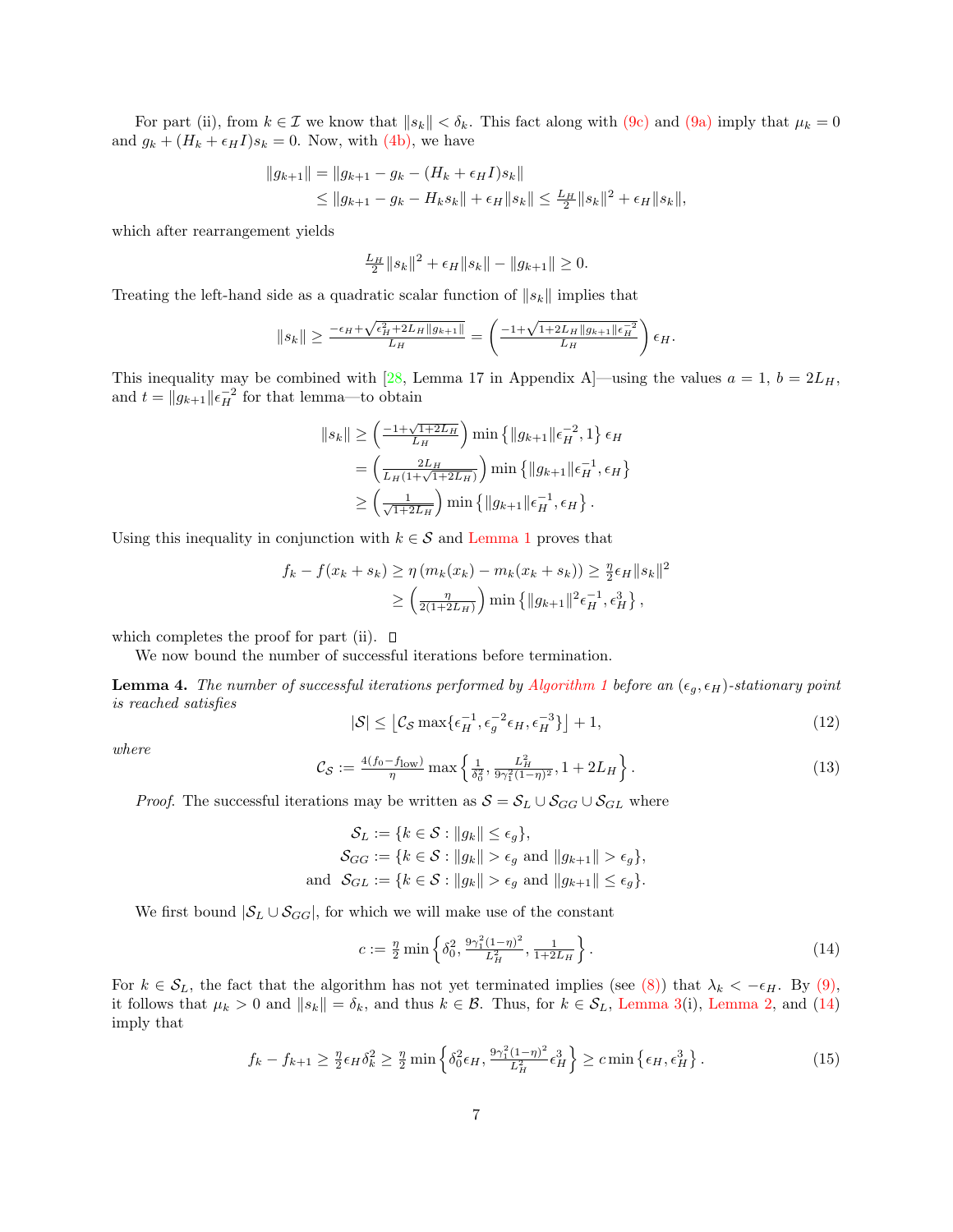For part (ii), from $k \in \mathcal{I}$ we know that $\|s_k\| < \delta_k$. This fact along with (9c) and (9a) imply that $\mu_k = 0$ and $g_k + (H_k + \epsilon_H I)s_k = 0$. Now, with (4b), we have

$$
\begin{aligned}
\|g_{k+1}\| &= \|g_{k+1} - g_k - (H_k + \epsilon_H I)s_k\| \\
&\leq \|g_{k+1} - g_k - H_k s_k\| + \epsilon_H \|s_k\| \leq \tfrac{L_H}{2}\|s_k\|^2 + \epsilon_H \|s_k\|,
\end{aligned}
$$

which after rearrangement yields

$$
\tfrac{L_H}{2}\|s_k\|^2 + \epsilon_H \|s_k\| - \|g_{k+1}\| \geq 0.
$$

Treating the left-hand side as a quadratic scalar function of $\|s_k\|$ implies that

$$
\|s_k\| \geq \tfrac{-\epsilon_H + \sqrt{\epsilon_H^2 + 2L_H\|g_{k+1}\|}}{L_H} = \left(\tfrac{-1+\sqrt{1+2L_H\|g_{k+1}\|\epsilon_H^{-2}}}{L_H}\right)\epsilon_H.
$$

This inequality may be combined with [28, Lemma 17 in Appendix A]—using the values $a = 1$, $b = 2L_H$, and $t = \|g_{k+1}\|\epsilon_H^{-2}$ for that lemma—to obtain

$$
\begin{aligned}
\|s_k\| &\geq \left(\tfrac{-1+\sqrt{1+2L_H}}{L_H}\right)\min\left\{\|g_{k+1}\|\epsilon_H^{-2}, 1\right\}\epsilon_H \\
&= \left(\tfrac{2L_H}{L_H(1+\sqrt{1+2L_H})}\right)\min\left\{\|g_{k+1}\|\epsilon_H^{-1}, \epsilon_H\right\} \\
&\geq \left(\tfrac{1}{\sqrt{1+2L_H}}\right)\min\left\{\|g_{k+1}\|\epsilon_H^{-1}, \epsilon_H\right\}.
\end{aligned}
$$

Using this inequality in conjunction with $k \in \mathcal{S}$ and Lemma 1 proves that

$$
\begin{aligned}
f_k - f(x_k + s_k) &\geq \eta\left(m_k(x_k) - m_k(x_k + s_k)\right) \geq \tfrac{\eta}{2}\epsilon_H\|s_k\|^2 \\
&\geq \left(\tfrac{\eta}{2(1+2L_H)}\right)\min\left\{\|g_{k+1}\|^2\epsilon_H^{-1}, \epsilon_H^3\right\},
\end{aligned}
$$

which completes the proof for part (ii). $\square$

We now bound the number of successful iterations before termination.

**Lemma 4.** *The number of successful iterations performed by Algorithm 1 before an $(\epsilon_g, \epsilon_H)$-stationary point is reached satisfies*

$$
|\mathcal{S}| \leq \left\lfloor \mathcal{C}_{\mathcal{S}} \max\{\epsilon_H^{-1}, \epsilon_g^{-2}\epsilon_H, \epsilon_H^{-3}\}\right\rfloor + 1, \tag{12}
$$

*where*

$$
\mathcal{C}_{\mathcal{S}} := \tfrac{4(f_0 - f_{\text{low}})}{\eta}\max\left\{\tfrac{1}{\delta_0^2}, \tfrac{L_H^2}{9\gamma_1^2(1-\eta)^2}, 1 + 2L_H\right\}. \tag{13}
$$

*Proof.* The successful iterations may be written as $\mathcal{S} = \mathcal{S}_L \cup \mathcal{S}_{GG} \cup \mathcal{S}_{GL}$ where

$$
\begin{aligned}
\mathcal{S}_L &:= \{k \in \mathcal{S} : \|g_k\| \leq \epsilon_g\}, \\
\mathcal{S}_{GG} &:= \{k \in \mathcal{S} : \|g_k\| > \epsilon_g \text{ and } \|g_{k+1}\| > \epsilon_g\}, \\
\text{and} \quad \mathcal{S}_{GL} &:= \{k \in \mathcal{S} : \|g_k\| > \epsilon_g \text{ and } \|g_{k+1}\| \leq \epsilon_g\}.
\end{aligned}
$$

We first bound $|\mathcal{S}_L \cup \mathcal{S}_{GG}|$, for which we will make use of the constant

$$
c := \tfrac{\eta}{2}\min\left\{\delta_0^2, \tfrac{9\gamma_1^2(1-\eta)^2}{L_H^2}, \tfrac{1}{1+2L_H}\right\}. \tag{14}
$$

For $k \in \mathcal{S}_L$, the fact that the algorithm has not yet terminated implies (see (8)) that $\lambda_k < -\epsilon_H$. By (9), it follows that $\mu_k > 0$ and $\|s_k\| = \delta_k$, and thus $k \in \mathcal{B}$. Thus, for $k \in \mathcal{S}_L$, Lemma 3(i), Lemma 2, and (14) imply that

$$
f_k - f_{k+1} \geq \tfrac{\eta}{2}\epsilon_H\delta_k^2 \geq \tfrac{\eta}{2}\min\left\{\delta_0^2\epsilon_H, \tfrac{9\gamma_1^2(1-\eta)^2}{L_H^2}\epsilon_H^3\right\} \geq c\min\left\{\epsilon_H, \epsilon_H^3\right\}. \tag{15}
$$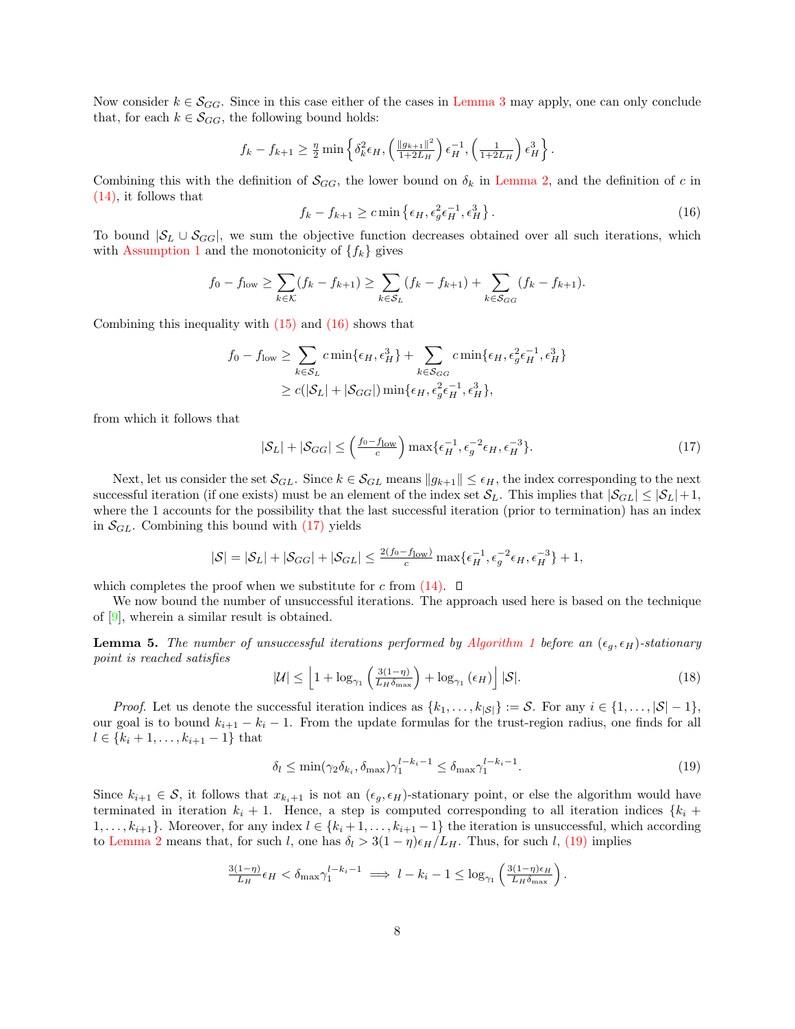Now consider $k \in \mathcal{S}_{GG}$. Since in this case either of the cases in Lemma 3 may apply, one can only conclude that, for each $k \in \mathcal{S}_{GG}$, the following bound holds:

$$f_k - f_{k+1} \geq \frac{\eta}{2} \min\left\{ \delta_k^2 \epsilon_H, \left(\frac{\|g_{k+1}\|^2}{1+2L_H}\right)\epsilon_H^{-1}, \left(\frac{1}{1+2L_H}\right)\epsilon_H^3 \right\}.$$

Combining this with the definition of $\mathcal{S}_{GG}$, the lower bound on $\delta_k$ in Lemma 2, and the definition of $c$ in (14), it follows that

$$f_k - f_{k+1} \geq c \min\left\{ \epsilon_H, \epsilon_g^2 \epsilon_H^{-1}, \epsilon_H^3 \right\}. \tag{16}$$

To bound $|\mathcal{S}_L \cup \mathcal{S}_{GG}|$, we sum the objective function decreases obtained over all such iterations, which with Assumption 1 and the monotonicity of $\{f_k\}$ gives

$$f_0 - f_{\text{low}} \geq \sum_{k \in \mathcal{K}} (f_k - f_{k+1}) \geq \sum_{k \in \mathcal{S}_L} (f_k - f_{k+1}) + \sum_{k \in \mathcal{S}_{GG}} (f_k - f_{k+1}).$$

Combining this inequality with (15) and (16) shows that

$$\begin{aligned} f_0 - f_{\text{low}} &\geq \sum_{k \in \mathcal{S}_L} c \min\{\epsilon_H, \epsilon_H^3\} + \sum_{k \in \mathcal{S}_{GG}} c \min\{\epsilon_H, \epsilon_g^2 \epsilon_H^{-1}, \epsilon_H^3\} \\ &\geq c(|\mathcal{S}_L| + |\mathcal{S}_{GG}|) \min\{\epsilon_H, \epsilon_g^2 \epsilon_H^{-1}, \epsilon_H^3\}, \end{aligned}$$

from which it follows that

$$|\mathcal{S}_L| + |\mathcal{S}_{GG}| \leq \left(\frac{f_0 - f_{\text{low}}}{c}\right) \max\{\epsilon_H^{-1}, \epsilon_g^{-2}\epsilon_H, \epsilon_H^{-3}\}. \tag{17}$$

Next, let us consider the set $\mathcal{S}_{GL}$. Since $k \in \mathcal{S}_{GL}$ means $\|g_{k+1}\| \leq \epsilon_H$, the index corresponding to the next successful iteration (if one exists) must be an element of the index set $\mathcal{S}_L$. This implies that $|\mathcal{S}_{GL}| \leq |\mathcal{S}_L| + 1$, where the 1 accounts for the possibility that the last successful iteration (prior to termination) has an index in $\mathcal{S}_{GL}$. Combining this bound with (17) yields

$$|\mathcal{S}| = |\mathcal{S}_L| + |\mathcal{S}_{GG}| + |\mathcal{S}_{GL}| \leq \frac{2(f_0 - f_{\text{low}})}{c} \max\{\epsilon_H^{-1}, \epsilon_g^{-2}\epsilon_H, \epsilon_H^{-3}\} + 1,$$

which completes the proof when we substitute for $c$ from (14). $\square$

We now bound the number of unsuccessful iterations. The approach used here is based on the technique of [9], wherein a similar result is obtained.

**Lemma 5.** *The number of unsuccessful iterations performed by Algorithm 1 before an $(\epsilon_g, \epsilon_H)$-stationary point is reached satisfies*

$$|\mathcal{U}| \leq \left\lfloor 1 + \log_{\gamma_1}\left(\frac{3(1-\eta)}{L_H \delta_{\max}}\right) + \log_{\gamma_1}(\epsilon_H) \right\rfloor |\mathcal{S}|. \tag{18}$$

*Proof.* Let us denote the successful iteration indices as $\{k_1, \ldots, k_{|\mathcal{S}|}\} := \mathcal{S}$. For any $i \in \{1, \ldots, |\mathcal{S}| - 1\}$, our goal is to bound $k_{i+1} - k_i - 1$. From the update formulas for the trust-region radius, one finds for all $l \in \{k_i + 1, \ldots, k_{i+1} - 1\}$ that

$$\delta_l \leq \min(\gamma_2 \delta_{k_i}, \delta_{\max}) \gamma_1^{l - k_i - 1} \leq \delta_{\max} \gamma_1^{l - k_i - 1}. \tag{19}$$

Since $k_{i+1} \in \mathcal{S}$, it follows that $x_{k_i+1}$ is not an $(\epsilon_g, \epsilon_H)$-stationary point, or else the algorithm would have terminated in iteration $k_i + 1$. Hence, a step is computed corresponding to all iteration indices $\{k_i + 1, \ldots, k_{i+1}\}$. Moreover, for any index $l \in \{k_i + 1, \ldots, k_{i+1} - 1\}$ the iteration is unsuccessful, which according to Lemma 2 means that, for such $l$, one has $\delta_l > 3(1-\eta)\epsilon_H / L_H$. Thus, for such $l$, (19) implies

$$\frac{3(1-\eta)}{L_H}\epsilon_H < \delta_{\max} \gamma_1^{l - k_i - 1} \implies l - k_i - 1 \leq \log_{\gamma_1}\left(\frac{3(1-\eta)\epsilon_H}{L_H \delta_{\max}}\right).$$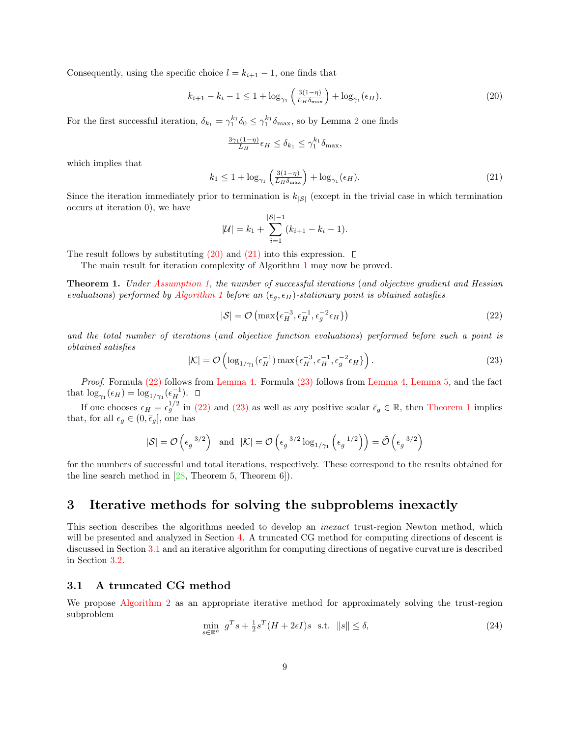Consequently, using the specific choice $l = k_{i+1} - 1$, one finds that

$$k_{i+1} - k_i - 1 \leq 1 + \log_{\gamma_1}\left(\tfrac{3(1-\eta)}{L_H \delta_{\max}}\right) + \log_{\gamma_1}(\epsilon_H). \tag{20}$$

For the first successful iteration, $\delta_{k_1} = \gamma_1^{k_1}\delta_0 \leq \gamma_1^{k_1}\delta_{\max}$, so by Lemma 2 one finds

$$\tfrac{3\gamma_1(1-\eta)}{L_H}\epsilon_H \leq \delta_{k_1} \leq \gamma_1^{k_1}\delta_{\max},$$

which implies that

$$k_1 \leq 1 + \log_{\gamma_1}\left(\tfrac{3(1-\eta)}{L_H \delta_{\max}}\right) + \log_{\gamma_1}(\epsilon_H). \tag{21}$$

Since the iteration immediately prior to termination is $k_{|\mathcal{S}|}$ (except in the trivial case in which termination occurs at iteration 0), we have

$$|\mathcal{U}| = k_1 + \sum_{i=1}^{|\mathcal{S}|-1}(k_{i+1} - k_i - 1).$$

The result follows by substituting (20) and (21) into this expression. □

The main result for iteration complexity of Algorithm 1 may now be proved.

**Theorem 1.** *Under Assumption 1, the number of successful iterations (and objective gradient and Hessian evaluations) performed by Algorithm 1 before an $(\epsilon_g, \epsilon_H)$-stationary point is obtained satisfies*

$$|\mathcal{S}| = \mathcal{O}\left(\max\{\epsilon_H^{-3}, \epsilon_H^{-1}, \epsilon_g^{-2}\epsilon_H\}\right) \tag{22}$$

*and the total number of iterations (and objective function evaluations) performed before such a point is obtained satisfies*

$$|\mathcal{K}| = \mathcal{O}\left(\log_{1/\gamma_1}(\epsilon_H^{-1})\max\{\epsilon_H^{-3}, \epsilon_H^{-1}, \epsilon_g^{-2}\epsilon_H\}\right). \tag{23}$$

*Proof.* Formula (22) follows from Lemma 4. Formula (23) follows from Lemma 4, Lemma 5, and the fact that $\log_{\gamma_1}(\epsilon_H) = \log_{1/\gamma_1}(\epsilon_H^{-1})$. □

If one chooses $\epsilon_H = \epsilon_g^{1/2}$ in (22) and (23) as well as any positive scalar $\bar{\epsilon}_g \in \mathbb{R}$, then Theorem 1 implies that, for all $\epsilon_g \in (0, \bar{\epsilon}_g]$, one has

$$|\mathcal{S}| = \mathcal{O}\left(\epsilon_g^{-3/2}\right) \ \text{ and } \ |\mathcal{K}| = \mathcal{O}\left(\epsilon_g^{-3/2}\log_{1/\gamma_1}\left(\epsilon_g^{-1/2}\right)\right) = \tilde{\mathcal{O}}\left(\epsilon_g^{-3/2}\right)$$

for the numbers of successful and total iterations, respectively. These correspond to the results obtained for the line search method in [28, Theorem 5, Theorem 6]).

# 3 Iterative methods for solving the subproblems inexactly

This section describes the algorithms needed to develop an *inexact* trust-region Newton method, which will be presented and analyzed in Section 4. A truncated CG method for computing directions of descent is discussed in Section 3.1 and an iterative algorithm for computing directions of negative curvature is described in Section 3.2.

## 3.1 A truncated CG method

We propose Algorithm 2 as an appropriate iterative method for approximately solving the trust-region subproblem

$$\min_{s \in \mathbb{R}^n} \ g^T s + \tfrac{1}{2}s^T(H + 2\epsilon I)s \ \text{ s.t. } \ \|s\| \leq \delta, \tag{24}$$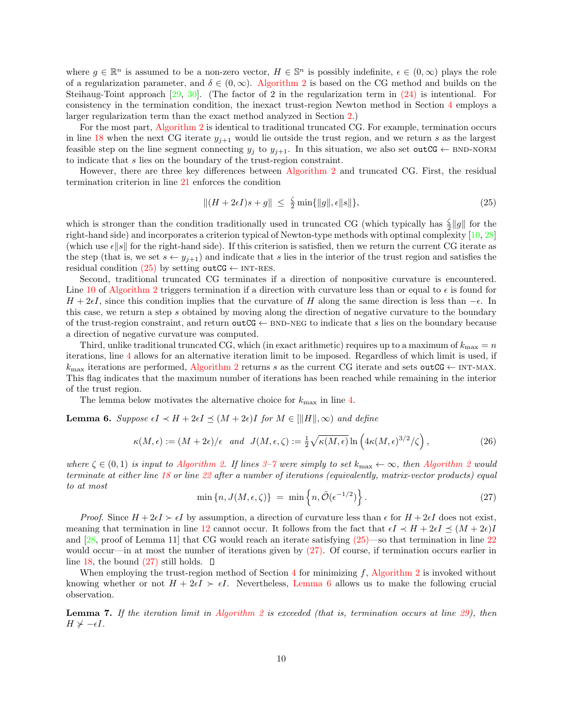where $g \in \mathbb{R}^n$ is assumed to be a non-zero vector, $H \in \mathbb{S}^n$ is possibly indefinite, $\epsilon \in (0, \infty)$ plays the role of a regularization parameter, and $\delta \in (0, \infty)$. Algorithm 2 is based on the CG method and builds on the Steihaug-Toint approach [29, 30]. (The factor of 2 in the regularization term in (24) is intentional. For consistency in the termination condition, the inexact trust-region Newton method in Section 4 employs a larger regularization term than the exact method analyzed in Section 2.)

For the most part, Algorithm 2 is identical to traditional truncated CG. For example, termination occurs in line 18 when the next CG iterate $y_{j+1}$ would lie outside the trust region, and we return $s$ as the largest feasible step on the line segment connecting $y_j$ to $y_{j+1}$. In this situation, we also set `outCG` $\leftarrow$ BND-NORM to indicate that $s$ lies on the boundary of the trust-region constraint.

However, there are three key differences between Algorithm 2 and truncated CG. First, the residual termination criterion in line 21 enforces the condition

$$\|(H + 2\epsilon I)s + g\| \;\leq\; \tfrac{\zeta}{2} \min\{\|g\|, \epsilon\|s\|\}, \tag{25}$$

which is stronger than the condition traditionally used in truncated CG (which typically has $\frac{\zeta}{2}\|g\|$ for the right-hand side) and incorporates a criterion typical of Newton-type methods with optimal complexity [10, 28] (which use $\epsilon\|s\|$ for the right-hand side). If this criterion is satisfied, then we return the current CG iterate as the step (that is, we set $s \leftarrow y_{j+1}$) and indicate that $s$ lies in the interior of the trust region and satisfies the residual condition (25) by setting `outCG` $\leftarrow$ INT-RES.

Second, traditional truncated CG terminates if a direction of nonpositive curvature is encountered. Line 10 of Algorithm 2 triggers termination if a direction with curvature less than or equal to $\epsilon$ is found for $H + 2\epsilon I$, since this condition implies that the curvature of $H$ along the same direction is less than $-\epsilon$. In this case, we return a step $s$ obtained by moving along the direction of negative curvature to the boundary of the trust-region constraint, and return `outCG` $\leftarrow$ BND-NEG to indicate that $s$ lies on the boundary because a direction of negative curvature was computed.

Third, unlike traditional truncated CG, which (in exact arithmetic) requires up to a maximum of $k_{\max} = n$ iterations, line 4 allows for an alternative iteration limit to be imposed. Regardless of which limit is used, if $k_{\max}$ iterations are performed, Algorithm 2 returns $s$ as the current CG iterate and sets `outCG` $\leftarrow$ INT-MAX. This flag indicates that the maximum number of iterations has been reached while remaining in the interior of the trust region.

The lemma below motivates the alternative choice for $k_{\max}$ in line 4.

**Lemma 6.** *Suppose $\epsilon I \prec H + 2\epsilon I \preceq (M + 2\epsilon)I$ for $M \in [\|H\|, \infty)$ and define*

$$\kappa(M, \epsilon) := (M + 2\epsilon)/\epsilon \quad \text{and} \quad J(M, \epsilon, \zeta) := \tfrac{1}{2}\sqrt{\kappa(M, \epsilon)}\, \ln\left(4\kappa(M, \epsilon)^{3/2}/\zeta\right), \tag{26}$$

*where $\zeta \in (0, 1)$ is input to Algorithm 2. If lines 3–7 were simply to set $k_{\max} \leftarrow \infty$, then Algorithm 2 would terminate at either line 18 or line 22 after a number of iterations (equivalently, matrix-vector products) equal to at most*

$$\min\{n, J(M, \epsilon, \zeta)\} \;=\; \min\left\{n, \tilde{\mathcal{O}}(\epsilon^{-1/2})\right\}. \tag{27}$$

*Proof.* Since $H + 2\epsilon I \succ \epsilon I$ by assumption, a direction of curvature less than $\epsilon$ for $H + 2\epsilon I$ does not exist, meaning that termination in line 12 cannot occur. It follows from the fact that $\epsilon I \prec H + 2\epsilon I \preceq (M + 2\epsilon)I$ and [28, proof of Lemma 11] that CG would reach an iterate satisfying (25)—so that termination in line 22 would occur—in at most the number of iterations given by (27). Of course, if termination occurs earlier in line 18, the bound (27) still holds. $\square$

When employing the trust-region method of Section 4 for minimizing $f$, Algorithm 2 is invoked without knowing whether or not $H + 2\epsilon I \succ \epsilon I$. Nevertheless, Lemma 6 allows us to make the following crucial observation.

**Lemma 7.** *If the iteration limit in Algorithm 2 is exceeded (that is, termination occurs at line 29), then $H \not\succ -\epsilon I$.*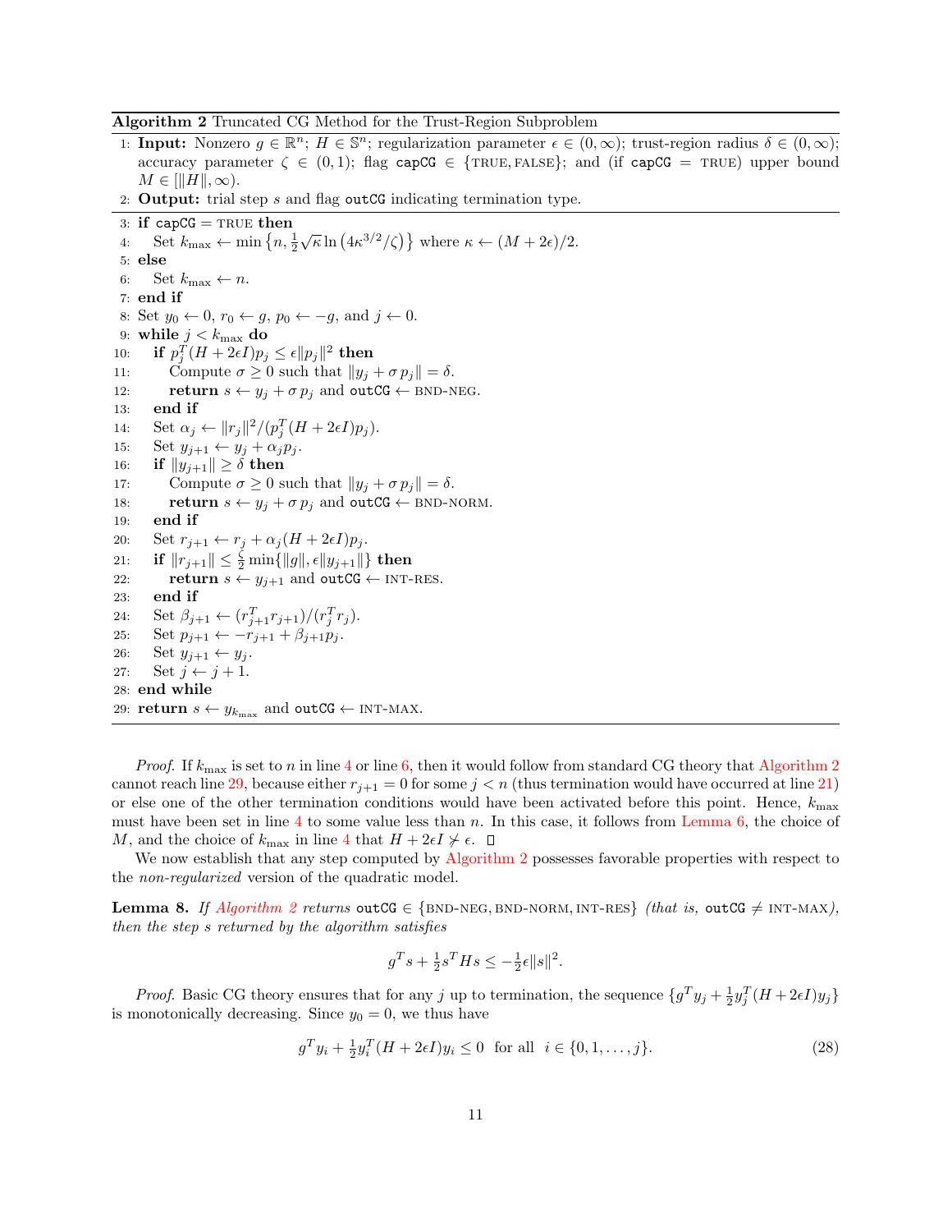**Algorithm 2** Truncated CG Method for the Trust-Region Subproblem

```
1: Input: Nonzero g ∈ ℝ^n; H ∈ 𝕊^n; regularization parameter ε ∈ (0,∞); trust-region radius δ ∈ (0,∞);
   accuracy parameter ζ ∈ (0,1); flag capCG ∈ {TRUE, FALSE}; and (if capCG = TRUE) upper bound
   M ∈ [‖H‖,∞).
2: Output: trial step s and flag outCG indicating termination type.
3: if capCG = TRUE then
4:    Set k_max ← min{n, (1/2)√κ ln(4κ^{3/2}/ζ)} where κ ← (M + 2ε)/2.
5: else
6:    Set k_max ← n.
7: end if
8: Set y_0 ← 0, r_0 ← g, p_0 ← −g, and j ← 0.
9: while j < k_max do
10:   if p_j^T (H + 2εI) p_j ≤ ε‖p_j‖^2 then
11:      Compute σ ≥ 0 such that ‖y_j + σ p_j‖ = δ.
12:      return s ← y_j + σ p_j and outCG ← BND-NEG.
13:   end if
14:   Set α_j ← ‖r_j‖^2 / (p_j^T (H + 2εI) p_j).
15:   Set y_{j+1} ← y_j + α_j p_j.
16:   if ‖y_{j+1}‖ ≥ δ then
17:      Compute σ ≥ 0 such that ‖y_j + σ p_j‖ = δ.
18:      return s ← y_j + σ p_j and outCG ← BND-NORM.
19:   end if
20:   Set r_{j+1} ← r_j + α_j (H + 2εI) p_j.
21:   if ‖r_{j+1}‖ ≤ (ζ/2) min{‖g‖, ε‖y_{j+1}‖} then
22:      return s ← y_{j+1} and outCG ← INT-RES.
23:   end if
24:   Set β_{j+1} ← (r_{j+1}^T r_{j+1}) / (r_j^T r_j).
25:   Set p_{j+1} ← −r_{j+1} + β_{j+1} p_j.
26:   Set y_{j+1} ← y_j.
27:   Set j ← j + 1.
28: end while
29: return s ← y_{k_max} and outCG ← INT-MAX.
```

*Proof.* If $k_{\max}$ is set to $n$ in line 4 or line 6, then it would follow from standard CG theory that Algorithm 2 cannot reach line 29, because either $r_{j+1} = 0$ for some $j < n$ (thus termination would have occurred at line 21) or else one of the other termination conditions would have been activated before this point. Hence, $k_{\max}$ must have been set in line 4 to some value less than $n$. In this case, it follows from Lemma 6, the choice of $M$, and the choice of $k_{\max}$ in line 4 that $H + 2\epsilon I \not\succeq \epsilon$. □

We now establish that any step computed by Algorithm 2 possesses favorable properties with respect to the *non-regularized* version of the quadratic model.

**Lemma 8.** *If Algorithm 2 returns* outCG $\in \{$BND-NEG, BND-NORM, INT-RES$\}$ *(that is,* outCG $\neq$ INT-MAX*), then the step $s$ returned by the algorithm satisfies*

$$g^T s + \tfrac{1}{2} s^T H s \leq -\tfrac{1}{2}\epsilon \|s\|^2.$$

*Proof.* Basic CG theory ensures that for any $j$ up to termination, the sequence $\{g^T y_j + \frac{1}{2} y_j^T (H + 2\epsilon I) y_j\}$ is monotonically decreasing. Since $y_0 = 0$, we thus have

$$g^T y_i + \tfrac{1}{2} y_i^T (H + 2\epsilon I) y_i \leq 0 \quad \text{for all} \quad i \in \{0, 1, \ldots, j\}. \tag{28}$$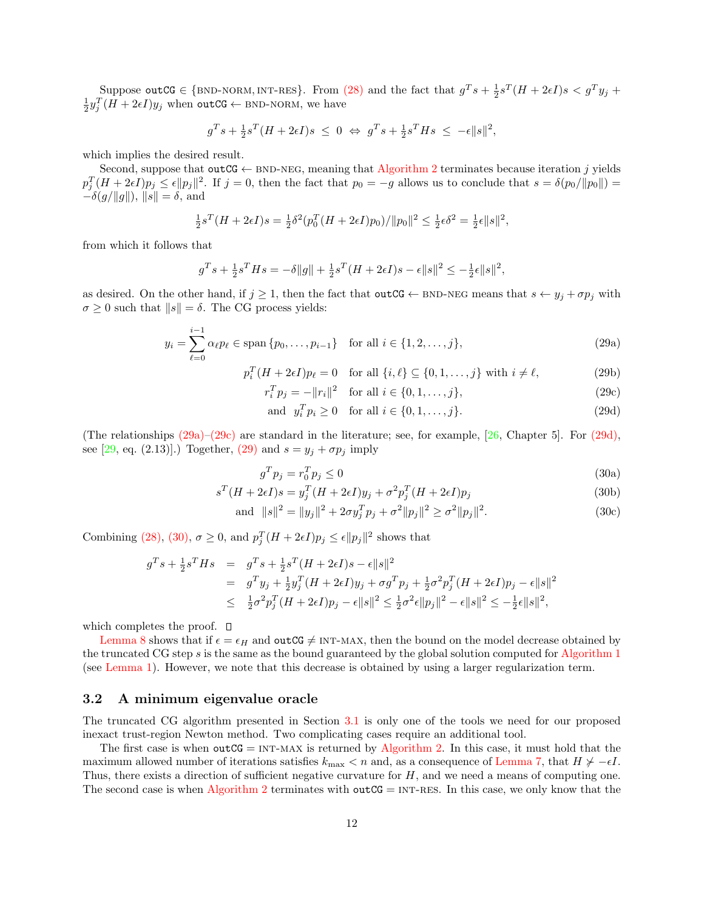Suppose outCG $\in$ {BND-NORM, INT-RES}. From (28) and the fact that $g^T s + \frac{1}{2} s^T (H + 2\epsilon I) s < g^T y_j + \frac{1}{2} y_j^T (H + 2\epsilon I) y_j$ when outCG $\leftarrow$ BND-NORM, we have

$$g^T s + \tfrac{1}{2} s^T (H + 2\epsilon I) s \;\leq\; 0 \;\Leftrightarrow\; g^T s + \tfrac{1}{2} s^T H s \;\leq\; -\epsilon \|s\|^2,$$

which implies the desired result.

Second, suppose that outCG $\leftarrow$ BND-NEG, meaning that Algorithm 2 terminates because iteration $j$ yields $p_j^T (H + 2\epsilon I) p_j \leq \epsilon \|p_j\|^2$. If $j = 0$, then the fact that $p_0 = -g$ allows us to conclude that $s = \delta(p_0/\|p_0\|) = -\delta(g/\|g\|)$, $\|s\| = \delta$, and

$$\tfrac{1}{2} s^T (H + 2\epsilon I) s = \tfrac{1}{2} \delta^2 (p_0^T (H + 2\epsilon I) p_0)/\|p_0\|^2 \leq \tfrac{1}{2} \epsilon \delta^2 = \tfrac{1}{2} \epsilon \|s\|^2,$$

from which it follows that

$$g^T s + \tfrac{1}{2} s^T H s = -\delta \|g\| + \tfrac{1}{2} s^T (H + 2\epsilon I) s - \epsilon \|s\|^2 \leq -\tfrac{1}{2} \epsilon \|s\|^2,$$

as desired. On the other hand, if $j \geq 1$, then the fact that outCG $\leftarrow$ BND-NEG means that $s \leftarrow y_j + \sigma p_j$ with $\sigma \geq 0$ such that $\|s\| = \delta$. The CG process yields:

$$y_i = \sum_{\ell=0}^{i-1} \alpha_\ell p_\ell \in \operatorname{span}\{p_0, \ldots, p_{i-1}\} \quad \text{for all } i \in \{1, 2, \ldots, j\}, \tag{29a}$$

$$p_i^T (H + 2\epsilon I) p_\ell = 0 \quad \text{for all } \{i, \ell\} \subseteq \{0, 1, \ldots, j\} \text{ with } i \neq \ell, \tag{29b}$$

$$r_i^T p_j = -\|r_i\|^2 \quad \text{for all } i \in \{0, 1, \ldots, j\}, \tag{29c}$$

$$\text{and} \quad y_i^T p_i \geq 0 \quad \text{for all } i \in \{0, 1, \ldots, j\}. \tag{29d}$$

(The relationships (29a)–(29c) are standard in the literature; see, for example, [26, Chapter 5]. For (29d), see [29, eq. (2.13)].) Together, (29) and $s = y_j + \sigma p_j$ imply

$$g^T p_j = r_0^T p_j \leq 0 \tag{30a}$$

$$s^T (H + 2\epsilon I) s = y_j^T (H + 2\epsilon I) y_j + \sigma^2 p_j^T (H + 2\epsilon I) p_j \tag{30b}$$

$$\text{and} \quad \|s\|^2 = \|y_j\|^2 + 2\sigma y_j^T p_j + \sigma^2 \|p_j\|^2 \geq \sigma^2 \|p_j\|^2. \tag{30c}$$

Combining (28), (30), $\sigma \geq 0$, and $p_j^T (H + 2\epsilon I) p_j \leq \epsilon \|p_j\|^2$ shows that

$$\begin{aligned}
g^T s + \tfrac{1}{2} s^T H s &= g^T s + \tfrac{1}{2} s^T (H + 2\epsilon I) s - \epsilon \|s\|^2 \\
&= g^T y_j + \tfrac{1}{2} y_j^T (H + 2\epsilon I) y_j + \sigma g^T p_j + \tfrac{1}{2} \sigma^2 p_j^T (H + 2\epsilon I) p_j - \epsilon \|s\|^2 \\
&\leq \tfrac{1}{2} \sigma^2 p_j^T (H + 2\epsilon I) p_j - \epsilon \|s\|^2 \leq \tfrac{1}{2} \sigma^2 \epsilon \|p_j\|^2 - \epsilon \|s\|^2 \leq -\tfrac{1}{2} \epsilon \|s\|^2,
\end{aligned}$$

which completes the proof. $\square$

Lemma 8 shows that if $\epsilon = \epsilon_H$ and outCG $\neq$ INT-MAX, then the bound on the model decrease obtained by the truncated CG step $s$ is the same as the bound guaranteed by the global solution computed for Algorithm 1 (see Lemma 1). However, we note that this decrease is obtained by using a larger regularization term.

## 3.2 A minimum eigenvalue oracle

The truncated CG algorithm presented in Section 3.1 is only one of the tools we need for our proposed inexact trust-region Newton method. Two complicating cases require an additional tool.

The first case is when outCG = INT-MAX is returned by Algorithm 2. In this case, it must hold that the maximum allowed number of iterations satisfies $k_{\max} < n$ and, as a consequence of Lemma 7, that $H \not\succeq -\epsilon I$. Thus, there exists a direction of sufficient negative curvature for $H$, and we need a means of computing one. The second case is when Algorithm 2 terminates with outCG = INT-RES. In this case, we only know that the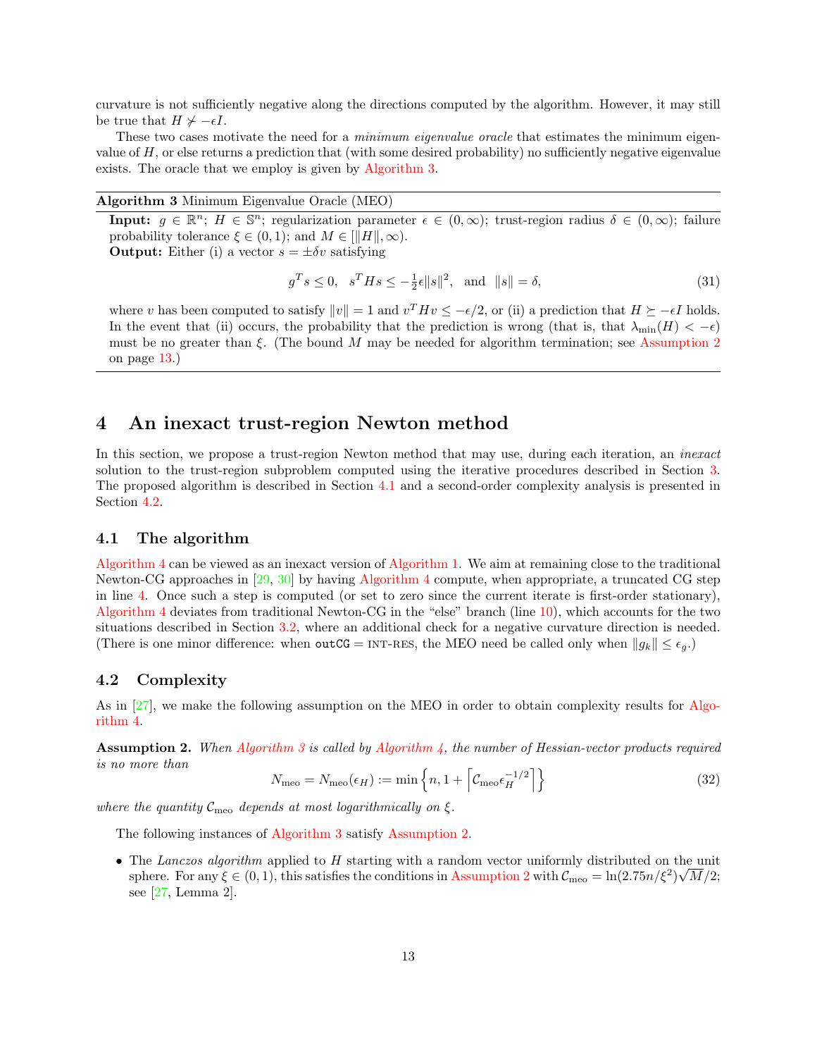curvature is not sufficiently negative along the directions computed by the algorithm. However, it may still be true that $H \not\succeq -\epsilon I$.

These two cases motivate the need for a *minimum eigenvalue oracle* that estimates the minimum eigenvalue of $H$, or else returns a prediction that (with some desired probability) no sufficiently negative eigenvalue exists. The oracle that we employ is given by Algorithm 3.

---

**Algorithm 3** Minimum Eigenvalue Oracle (MEO)

---

**Input:** $g \in \mathbb{R}^n$; $H \in \mathbb{S}^n$; regularization parameter $\epsilon \in (0, \infty)$; trust-region radius $\delta \in (0, \infty)$; failure probability tolerance $\xi \in (0, 1)$; and $M \in [\|H\|, \infty)$.

**Output:** Either (i) a vector $s = \pm\delta v$ satisfying

$$g^T s \le 0, \quad s^T H s \le -\tfrac{1}{2}\epsilon\|s\|^2, \quad \text{and} \quad \|s\| = \delta, \tag{31}$$

where $v$ has been computed to satisfy $\|v\| = 1$ and $v^T H v \le -\epsilon/2$, or (ii) a prediction that $H \succeq -\epsilon I$ holds. In the event that (ii) occurs, the probability that the prediction is wrong (that is, that $\lambda_{\min}(H) < -\epsilon$) must be no greater than $\xi$. (The bound $M$ may be needed for algorithm termination; see Assumption 2 on page 13.)

---

# 4 An inexact trust-region Newton method

In this section, we propose a trust-region Newton method that may use, during each iteration, an *inexact* solution to the trust-region subproblem computed using the iterative procedures described in Section 3. The proposed algorithm is described in Section 4.1 and a second-order complexity analysis is presented in Section 4.2.

## 4.1 The algorithm

Algorithm 4 can be viewed as an inexact version of Algorithm 1. We aim at remaining close to the traditional Newton-CG approaches in [29, 30] by having Algorithm 4 compute, when appropriate, a truncated CG step in line 4. Once such a step is computed (or set to zero since the current iterate is first-order stationary), Algorithm 4 deviates from traditional Newton-CG in the "else" branch (line 10), which accounts for the two situations described in Section 3.2, where an additional check for a negative curvature direction is needed. (There is one minor difference: when outCG = INT-RES, the MEO need be called only when $\|g_k\| \le \epsilon_g$.)

## 4.2 Complexity

As in [27], we make the following assumption on the MEO in order to obtain complexity results for Algorithm 4.

**Assumption 2.** *When Algorithm 3 is called by Algorithm 4, the number of Hessian-vector products required is no more than*

$$N_{\text{meo}} = N_{\text{meo}}(\epsilon_H) := \min\left\{n, 1 + \left\lceil \mathcal{C}_{\text{meo}}\epsilon_H^{-1/2}\right\rceil\right\} \tag{32}$$

*where the quantity $\mathcal{C}_{\text{meo}}$ depends at most logarithmically on $\xi$.*

The following instances of Algorithm 3 satisfy Assumption 2.

- The *Lanczos algorithm* applied to $H$ starting with a random vector uniformly distributed on the unit sphere. For any $\xi \in (0, 1)$, this satisfies the conditions in Assumption 2 with $\mathcal{C}_{\text{meo}} = \ln(2.75n/\xi^2)\sqrt{M}/2$; see [27, Lemma 2].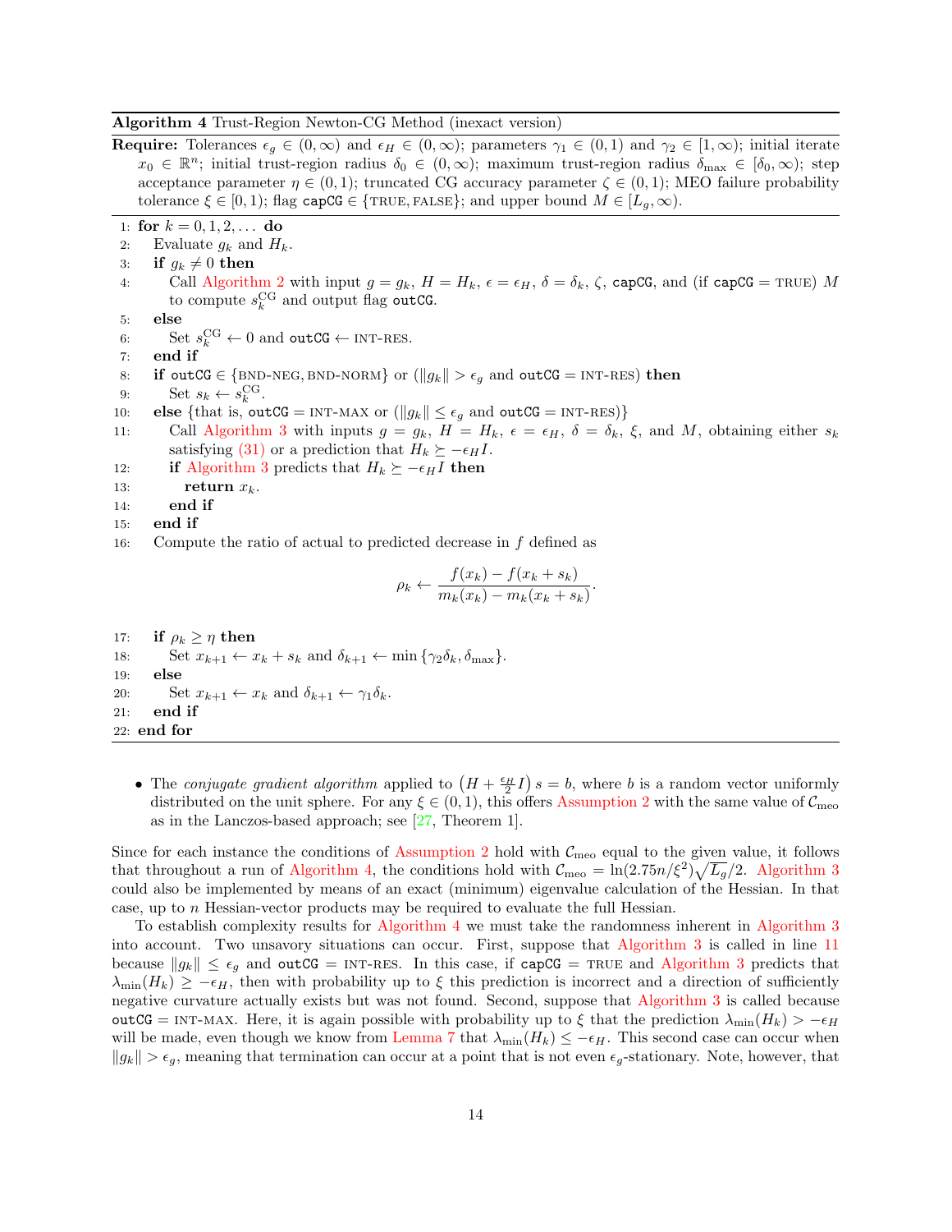**Algorithm 4** Trust-Region Newton-CG Method (inexact version)

**Require:** Tolerances $\epsilon_g \in (0, \infty)$ and $\epsilon_H \in (0, \infty)$; parameters $\gamma_1 \in (0, 1)$ and $\gamma_2 \in [1, \infty)$; initial iterate $x_0 \in \mathbb{R}^n$; initial trust-region radius $\delta_0 \in (0, \infty)$; maximum trust-region radius $\delta_{\max} \in [\delta_0, \infty)$; step acceptance parameter $\eta \in (0, 1)$; truncated CG accuracy parameter $\zeta \in (0, 1)$; MEO failure probability tolerance $\xi \in [0, 1)$; flag `capCG` $\in$ {TRUE, FALSE}; and upper bound $M \in [L_g, \infty)$.

1: **for** $k = 0, 1, 2, \ldots$ **do**
2: Evaluate $g_k$ and $H_k$.
3: **if** $g_k \neq 0$ **then**
4: Call Algorithm 2 with input $g = g_k$, $H = H_k$, $\epsilon = \epsilon_H$, $\delta = \delta_k$, $\zeta$, `capCG`, and (if `capCG` = TRUE) $M$ to compute $s_k^{\text{CG}}$ and output flag `outCG`.
5: **else**
6: Set $s_k^{\text{CG}} \leftarrow 0$ and `outCG` $\leftarrow$ INT-RES.
7: **end if**
8: **if** `outCG` $\in$ {BND-NEG, BND-NORM} or ($\|g_k\| > \epsilon_g$ and `outCG` = INT-RES) **then**
9: Set $s_k \leftarrow s_k^{\text{CG}}$.
10: **else** {that is, `outCG` = INT-MAX or ($\|g_k\| \leq \epsilon_g$ and `outCG` = INT-RES)}
11: Call Algorithm 3 with inputs $g = g_k$, $H = H_k$, $\epsilon = \epsilon_H$, $\delta = \delta_k$, $\xi$, and $M$, obtaining either $s_k$ satisfying (31) or a prediction that $H_k \succeq -\epsilon_H I$.
12: **if** Algorithm 3 predicts that $H_k \succeq -\epsilon_H I$ **then**
13: **return** $x_k$.
14: **end if**
15: **end if**
16: Compute the ratio of actual to predicted decrease in $f$ defined as

$$\rho_k \leftarrow \frac{f(x_k) - f(x_k + s_k)}{m_k(x_k) - m_k(x_k + s_k)}.$$

17: **if** $\rho_k \geq \eta$ **then**
18: Set $x_{k+1} \leftarrow x_k + s_k$ and $\delta_{k+1} \leftarrow \min\{\gamma_2 \delta_k, \delta_{\max}\}$.
19: **else**
20: Set $x_{k+1} \leftarrow x_k$ and $\delta_{k+1} \leftarrow \gamma_1 \delta_k$.
21: **end if**
22: **end for**

- The *conjugate gradient algorithm* applied to $\left(H + \frac{\epsilon_H}{2} I\right) s = b$, where $b$ is a random vector uniformly distributed on the unit sphere. For any $\xi \in (0, 1)$, this offers Assumption 2 with the same value of $\mathcal{C}_{\text{meo}}$ as in the Lanczos-based approach; see [27, Theorem 1].

Since for each instance the conditions of Assumption 2 hold with $\mathcal{C}_{\text{meo}}$ equal to the given value, it follows that throughout a run of Algorithm 4, the conditions hold with $\mathcal{C}_{\text{meo}} = \ln(2.75n/\xi^2)\sqrt{L_g}/2$. Algorithm 3 could also be implemented by means of an exact (minimum) eigenvalue calculation of the Hessian. In that case, up to $n$ Hessian-vector products may be required to evaluate the full Hessian.

To establish complexity results for Algorithm 4 we must take the randomness inherent in Algorithm 3 into account. Two unsavory situations can occur. First, suppose that Algorithm 3 is called in line 11 because $\|g_k\| \leq \epsilon_g$ and `outCG` = INT-RES. In this case, if `capCG` = TRUE and Algorithm 3 predicts that $\lambda_{\min}(H_k) \geq -\epsilon_H$, then with probability up to $\xi$ this prediction is incorrect and a direction of sufficiently negative curvature actually exists but was not found. Second, suppose that Algorithm 3 is called because `outCG` = INT-MAX. Here, it is again possible with probability up to $\xi$ that the prediction $\lambda_{\min}(H_k) > -\epsilon_H$ will be made, even though we know from Lemma 7 that $\lambda_{\min}(H_k) \leq -\epsilon_H$. This second case can occur when $\|g_k\| > \epsilon_g$, meaning that termination can occur at a point that is not even $\epsilon_g$-stationary. Note, however, that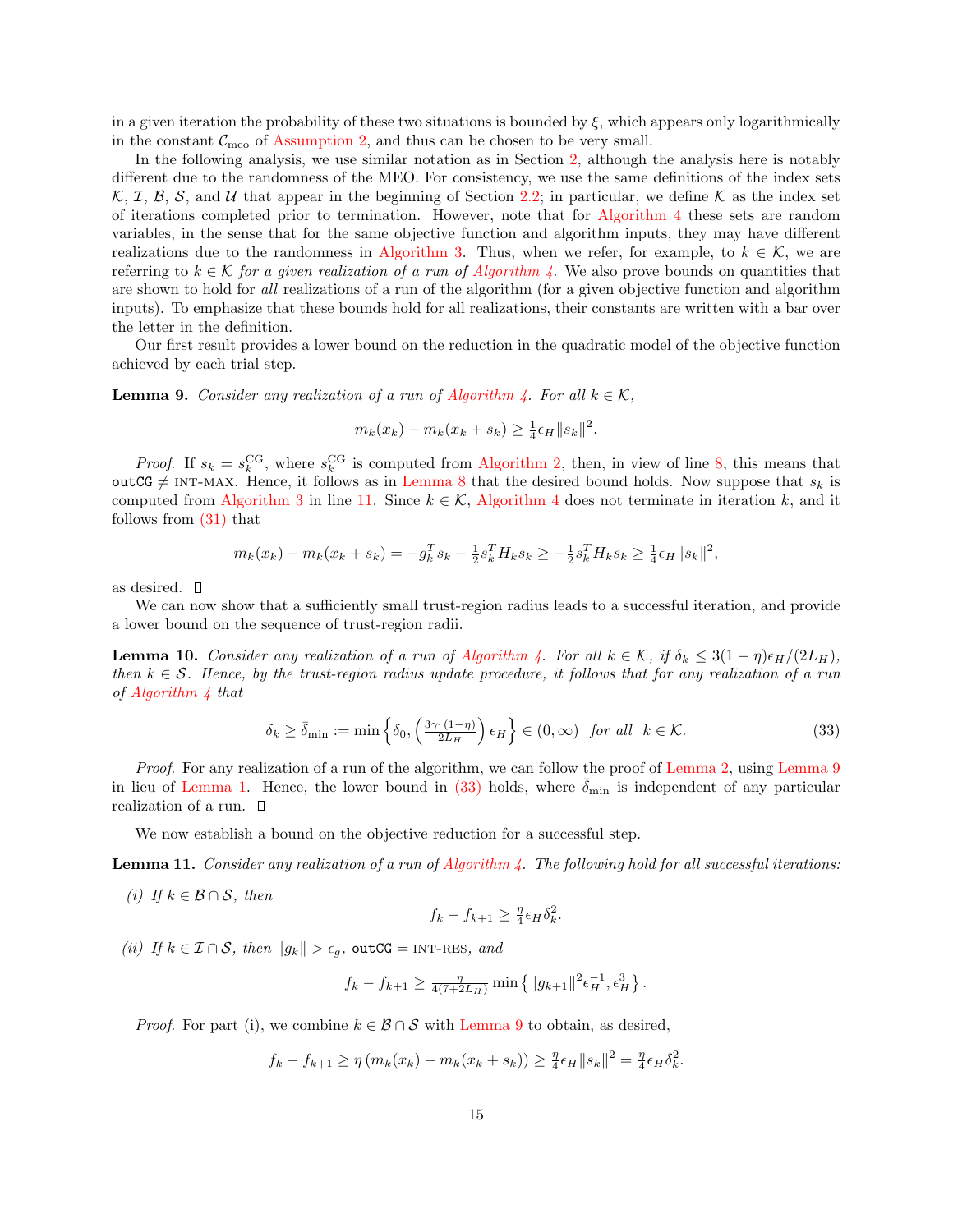in a given iteration the probability of these two situations is bounded by $\xi$, which appears only logarithmically in the constant $\mathcal{C}_{\text{meo}}$ of Assumption 2, and thus can be chosen to be very small.

In the following analysis, we use similar notation as in Section 2, although the analysis here is notably different due to the randomness of the MEO. For consistency, we use the same definitions of the index sets $\mathcal{K}$, $\mathcal{I}$, $\mathcal{B}$, $\mathcal{S}$, and $\mathcal{U}$ that appear in the beginning of Section 2.2; in particular, we define $\mathcal{K}$ as the index set of iterations completed prior to termination. However, note that for Algorithm 4 these sets are random variables, in the sense that for the same objective function and algorithm inputs, they may have different realizations due to the randomness in Algorithm 3. Thus, when we refer, for example, to $k \in \mathcal{K}$, we are referring to $k \in \mathcal{K}$ *for a given realization of a run of Algorithm 4*. We also prove bounds on quantities that are shown to hold for *all* realizations of a run of the algorithm (for a given objective function and algorithm inputs). To emphasize that these bounds hold for all realizations, their constants are written with a bar over the letter in the definition.

Our first result provides a lower bound on the reduction in the quadratic model of the objective function achieved by each trial step.

**Lemma 9.** *Consider any realization of a run of Algorithm 4. For all $k \in \mathcal{K}$,*

$$m_k(x_k) - m_k(x_k + s_k) \geq \tfrac{1}{4}\epsilon_H \|s_k\|^2.$$

*Proof.* If $s_k = s_k^{\text{CG}}$, where $s_k^{\text{CG}}$ is computed from Algorithm 2, then, in view of line 8, this means that `outCG` $\neq$ INT-MAX. Hence, it follows as in Lemma 8 that the desired bound holds. Now suppose that $s_k$ is computed from Algorithm 3 in line 11. Since $k \in \mathcal{K}$, Algorithm 4 does not terminate in iteration $k$, and it follows from (31) that

$$m_k(x_k) - m_k(x_k + s_k) = -g_k^T s_k - \tfrac{1}{2} s_k^T H_k s_k \geq -\tfrac{1}{2} s_k^T H_k s_k \geq \tfrac{1}{4}\epsilon_H \|s_k\|^2,$$

as desired. □

We can now show that a sufficiently small trust-region radius leads to a successful iteration, and provide a lower bound on the sequence of trust-region radii.

**Lemma 10.** *Consider any realization of a run of Algorithm 4. For all $k \in \mathcal{K}$, if $\delta_k \leq 3(1-\eta)\epsilon_H/(2L_H)$, then $k \in \mathcal{S}$. Hence, by the trust-region radius update procedure, it follows that for any realization of a run of Algorithm 4 that*

$$\delta_k \geq \bar{\delta}_{\min} := \min\left\{\delta_0, \left(\tfrac{3\gamma_1(1-\eta)}{2L_H}\right)\epsilon_H\right\} \in (0,\infty) \quad \text{for all} \quad k \in \mathcal{K}. \tag{33}$$

*Proof.* For any realization of a run of the algorithm, we can follow the proof of Lemma 2, using Lemma 9 in lieu of Lemma 1. Hence, the lower bound in (33) holds, where $\bar{\delta}_{\min}$ is independent of any particular realization of a run. □

We now establish a bound on the objective reduction for a successful step.

**Lemma 11.** *Consider any realization of a run of Algorithm 4. The following hold for all successful iterations:*

*(i) If $k \in \mathcal{B} \cap \mathcal{S}$, then*

$$f_k - f_{k+1} \geq \tfrac{\eta}{4}\epsilon_H \delta_k^2.$$

*(ii) If $k \in \mathcal{I} \cap \mathcal{S}$, then $\|g_k\| > \epsilon_g$, `outCG` $=$ INT-RES, and*

$$f_k - f_{k+1} \geq \tfrac{\eta}{4(7+2L_H)} \min\left\{\|g_{k+1}\|^2 \epsilon_H^{-1}, \epsilon_H^3\right\}.$$

*Proof.* For part (i), we combine $k \in \mathcal{B} \cap \mathcal{S}$ with Lemma 9 to obtain, as desired,

$$f_k - f_{k+1} \geq \eta\left(m_k(x_k) - m_k(x_k + s_k)\right) \geq \tfrac{\eta}{4}\epsilon_H \|s_k\|^2 = \tfrac{\eta}{4}\epsilon_H \delta_k^2.$$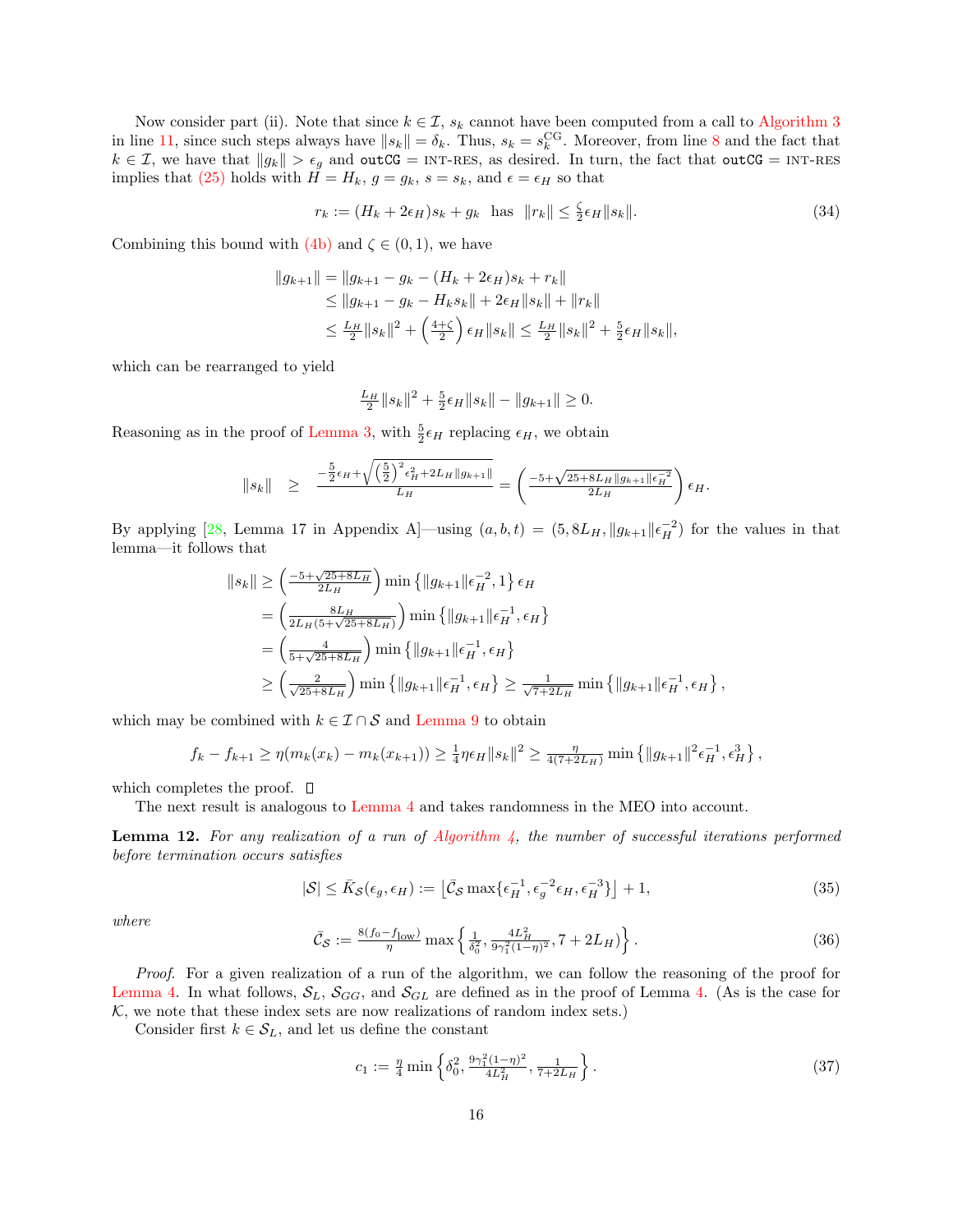Now consider part (ii). Note that since $k \in \mathcal{I}$, $s_k$ cannot have been computed from a call to Algorithm 3 in line 11, since such steps always have $\|s_k\| = \delta_k$. Thus, $s_k = s_k^{\rm CG}$. Moreover, from line 8 and the fact that $k \in \mathcal{I}$, we have that $\|g_k\| > \epsilon_g$ and `outCG` = INT-RES, as desired. In turn, the fact that `outCG` = INT-RES implies that (25) holds with $H = H_k$, $g = g_k$, $s = s_k$, and $\epsilon = \epsilon_H$ so that

$$r_k := (H_k + 2\epsilon_H)s_k + g_k \;\text{ has }\; \|r_k\| \le \tfrac{\zeta}{2}\epsilon_H\|s_k\|. \tag{34}$$

Combining this bound with (4b) and $\zeta \in (0,1)$, we have

$$\begin{aligned}
\|g_{k+1}\| &= \|g_{k+1} - g_k - (H_k + 2\epsilon_H)s_k + r_k\| \\
&\le \|g_{k+1} - g_k - H_k s_k\| + 2\epsilon_H\|s_k\| + \|r_k\| \\
&\le \tfrac{L_H}{2}\|s_k\|^2 + \left(\tfrac{4+\zeta}{2}\right)\epsilon_H\|s_k\| \le \tfrac{L_H}{2}\|s_k\|^2 + \tfrac{5}{2}\epsilon_H\|s_k\|,
\end{aligned}$$

which can be rearranged to yield

$$\tfrac{L_H}{2}\|s_k\|^2 + \tfrac{5}{2}\epsilon_H\|s_k\| - \|g_{k+1}\| \ge 0.$$

Reasoning as in the proof of Lemma 3, with $\frac{5}{2}\epsilon_H$ replacing $\epsilon_H$, we obtain

$$\|s_k\| \;\;\ge\;\; \frac{-\frac{5}{2}\epsilon_H + \sqrt{\left(\frac{5}{2}\right)^2\epsilon_H^2 + 2L_H\|g_{k+1}\|}}{L_H} = \left(\frac{-5+\sqrt{25+8L_H\|g_{k+1}\|\epsilon_H^{-2}}}{2L_H}\right)\epsilon_H.$$

By applying [28, Lemma 17 in Appendix A]—using $(a,b,t) = (5, 8L_H, \|g_{k+1}\|\epsilon_H^{-2})$ for the values in that lemma—it follows that

$$\begin{aligned}
\|s_k\| &\ge \left(\tfrac{-5+\sqrt{25+8L_H}}{2L_H}\right)\min\left\{\|g_{k+1}\|\epsilon_H^{-2}, 1\right\}\epsilon_H \\
&= \left(\tfrac{8L_H}{2L_H(5+\sqrt{25+8L_H})}\right)\min\left\{\|g_{k+1}\|\epsilon_H^{-1}, \epsilon_H\right\} \\
&= \left(\tfrac{4}{5+\sqrt{25+8L_H}}\right)\min\left\{\|g_{k+1}\|\epsilon_H^{-1}, \epsilon_H\right\} \\
&\ge \left(\tfrac{2}{\sqrt{25+8L_H}}\right)\min\left\{\|g_{k+1}\|\epsilon_H^{-1}, \epsilon_H\right\} \ge \tfrac{1}{\sqrt{7+2L_H}}\min\left\{\|g_{k+1}\|\epsilon_H^{-1}, \epsilon_H\right\},
\end{aligned}$$

which may be combined with $k \in \mathcal{I} \cap \mathcal{S}$ and Lemma 9 to obtain

$$f_k - f_{k+1} \ge \eta(m_k(x_k) - m_k(x_{k+1})) \ge \tfrac{1}{4}\eta\epsilon_H\|s_k\|^2 \ge \tfrac{\eta}{4(7+2L_H)}\min\left\{\|g_{k+1}\|^2\epsilon_H^{-1}, \epsilon_H^3\right\},$$

which completes the proof. $\square$

The next result is analogous to Lemma 4 and takes randomness in the MEO into account.

**Lemma 12.** *For any realization of a run of Algorithm 4, the number of successful iterations performed before termination occurs satisfies*

$$|\mathcal{S}| \le \bar{K}_{\mathcal{S}}(\epsilon_g, \epsilon_H) := \left\lfloor \bar{\mathcal{C}}_{\mathcal{S}}\max\{\epsilon_H^{-1}, \epsilon_g^{-2}\epsilon_H, \epsilon_H^{-3}\}\right\rfloor + 1, \tag{35}$$

*where*

$$\bar{\mathcal{C}}_{\mathcal{S}} := \tfrac{8(f_0 - f_{\rm low})}{\eta}\max\left\{\tfrac{1}{\delta_0^2}, \tfrac{4L_H^2}{9\gamma_1^2(1-\eta)^2}, 7+2L_H\right\}. \tag{36}$$

*Proof.* For a given realization of a run of the algorithm, we can follow the reasoning of the proof for Lemma 4. In what follows, $\mathcal{S}_L$, $\mathcal{S}_{GG}$, and $\mathcal{S}_{GL}$ are defined as in the proof of Lemma 4. (As is the case for $\mathcal{K}$, we note that these index sets are now realizations of random index sets.)

Consider first $k \in \mathcal{S}_L$, and let us define the constant

$$c_1 := \tfrac{\eta}{4}\min\left\{\delta_0^2, \tfrac{9\gamma_1^2(1-\eta)^2}{4L_H^2}, \tfrac{1}{7+2L_H}\right\}. \tag{37}$$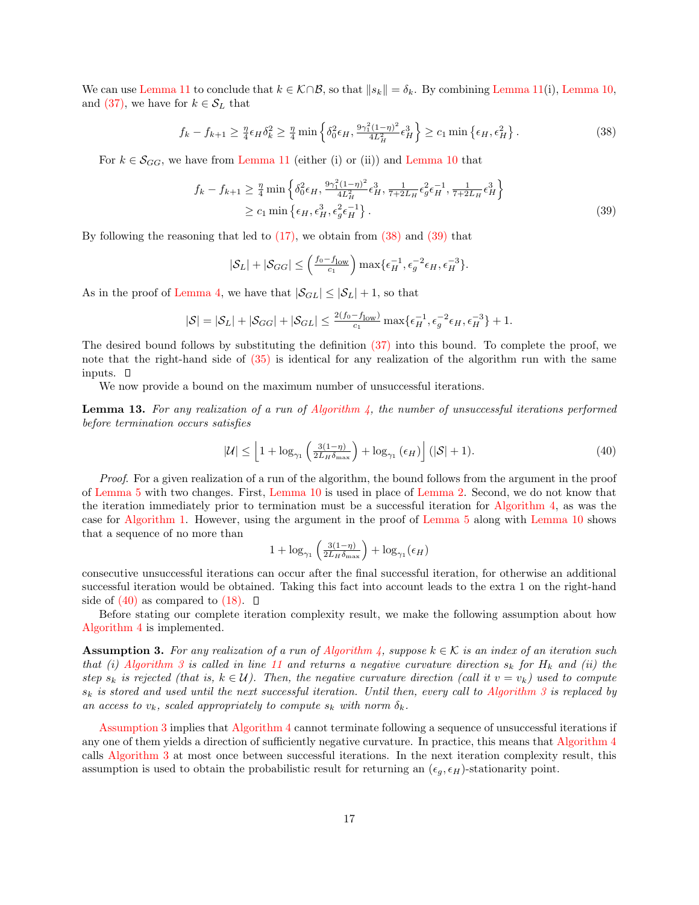We can use Lemma 11 to conclude that $k \in \mathcal{K} \cap \mathcal{B}$, so that $\|s_k\| = \delta_k$. By combining Lemma 11(i), Lemma 10, and (37), we have for $k \in \mathcal{S}_L$ that

$$f_k - f_{k+1} \geq \tfrac{\eta}{4}\epsilon_H \delta_k^2 \geq \tfrac{\eta}{4}\min\left\{\delta_0^2 \epsilon_H, \tfrac{9\gamma_1^2(1-\eta)^2}{4L_H^2}\epsilon_H^3\right\} \geq c_1 \min\left\{\epsilon_H, \epsilon_H^2\right\}. \tag{38}$$

For $k \in \mathcal{S}_{GG}$, we have from Lemma 11 (either (i) or (ii)) and Lemma 10 that

$$\begin{aligned} f_k - f_{k+1} &\geq \tfrac{\eta}{4}\min\left\{\delta_0^2 \epsilon_H, \tfrac{9\gamma_1^2(1-\eta)^2}{4L_H^2}\epsilon_H^3, \tfrac{1}{7+2L_H}\epsilon_g^2\epsilon_H^{-1}, \tfrac{1}{7+2L_H}\epsilon_H^3\right\} \\ &\geq c_1 \min\left\{\epsilon_H, \epsilon_H^3, \epsilon_g^2\epsilon_H^{-1}\right\}. \end{aligned} \tag{39}$$

By following the reasoning that led to (17), we obtain from (38) and (39) that

$$|\mathcal{S}_L| + |\mathcal{S}_{GG}| \leq \left(\tfrac{f_0 - f_{\text{low}}}{c_1}\right)\max\{\epsilon_H^{-1}, \epsilon_g^{-2}\epsilon_H, \epsilon_H^{-3}\}.$$

As in the proof of Lemma 4, we have that $|\mathcal{S}_{GL}| \leq |\mathcal{S}_L| + 1$, so that

$$|\mathcal{S}| = |\mathcal{S}_L| + |\mathcal{S}_{GG}| + |\mathcal{S}_{GL}| \leq \tfrac{2(f_0 - f_{\text{low}})}{c_1}\max\{\epsilon_H^{-1}, \epsilon_g^{-2}\epsilon_H, \epsilon_H^{-3}\} + 1.$$

The desired bound follows by substituting the definition (37) into this bound. To complete the proof, we note that the right-hand side of (35) is identical for any realization of the algorithm run with the same inputs. $\square$

We now provide a bound on the maximum number of unsuccessful iterations.

**Lemma 13.** *For any realization of a run of Algorithm 4, the number of unsuccessful iterations performed before termination occurs satisfies*

$$|\mathcal{U}| \leq \left\lfloor 1 + \log_{\gamma_1}\left(\tfrac{3(1-\eta)}{2L_H\delta_{\max}}\right) + \log_{\gamma_1}(\epsilon_H)\right\rfloor (|\mathcal{S}| + 1). \tag{40}$$

*Proof.* For a given realization of a run of the algorithm, the bound follows from the argument in the proof of Lemma 5 with two changes. First, Lemma 10 is used in place of Lemma 2. Second, we do not know that the iteration immediately prior to termination must be a successful iteration for Algorithm 4, as was the case for Algorithm 1. However, using the argument in the proof of Lemma 5 along with Lemma 10 shows that a sequence of no more than

$$1 + \log_{\gamma_1}\left(\tfrac{3(1-\eta)}{2L_H\delta_{\max}}\right) + \log_{\gamma_1}(\epsilon_H)$$

consecutive unsuccessful iterations can occur after the final successful iteration, for otherwise an additional successful iteration would be obtained. Taking this fact into account leads to the extra 1 on the right-hand side of (40) as compared to (18). $\square$

Before stating our complete iteration complexity result, we make the following assumption about how Algorithm 4 is implemented.

**Assumption 3.** *For any realization of a run of Algorithm 4, suppose $k \in \mathcal{K}$ is an index of an iteration such that (i) Algorithm 3 is called in line 11 and returns a negative curvature direction $s_k$ for $H_k$ and (ii) the step $s_k$ is rejected (that is, $k \in \mathcal{U}$). Then, the negative curvature direction (call it $v = v_k$) used to compute $s_k$ is stored and used until the next successful iteration. Until then, every call to Algorithm 3 is replaced by an access to $v_k$, scaled appropriately to compute $s_k$ with norm $\delta_k$.*

Assumption 3 implies that Algorithm 4 cannot terminate following a sequence of unsuccessful iterations if any one of them yields a direction of sufficiently negative curvature. In practice, this means that Algorithm 4 calls Algorithm 3 at most once between successful iterations. In the next iteration complexity result, this assumption is used to obtain the probabilistic result for returning an $(\epsilon_g, \epsilon_H)$-stationarity point.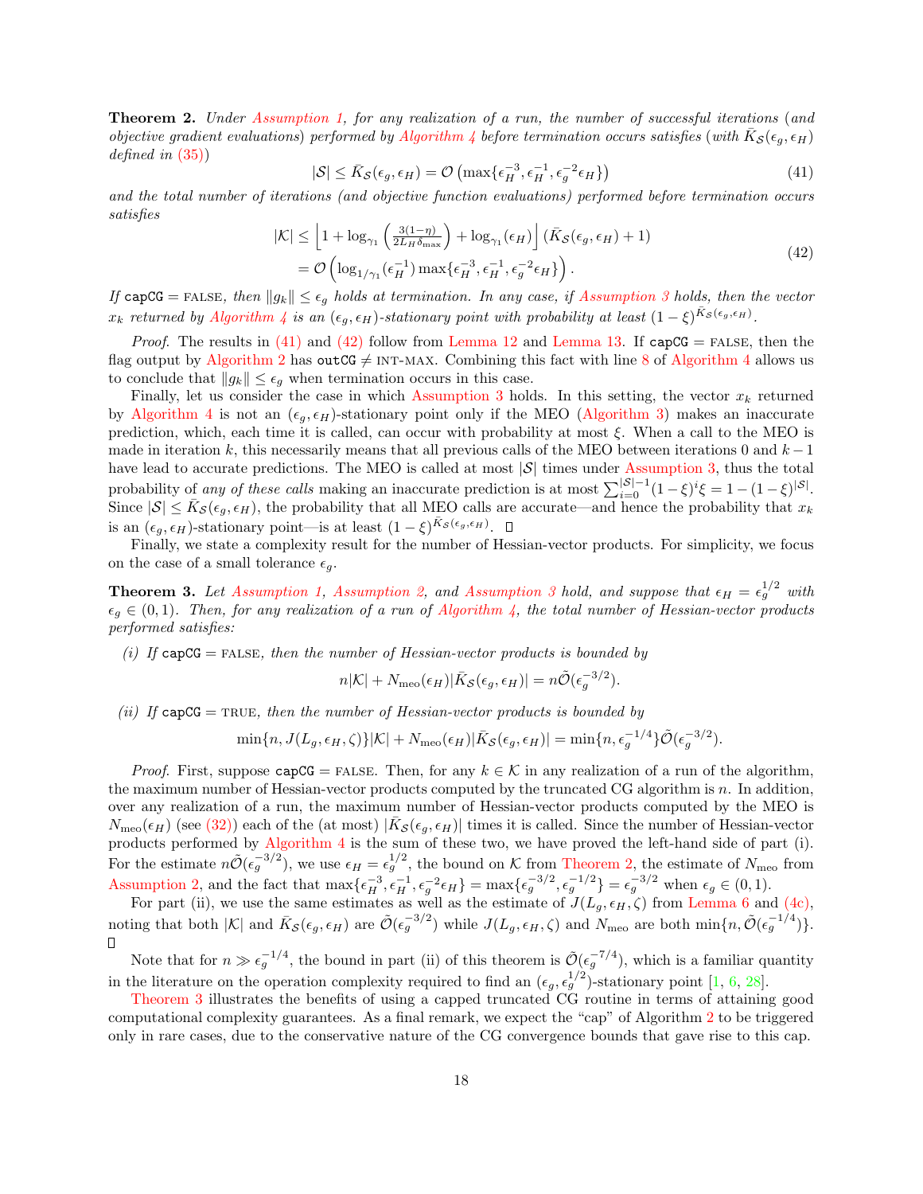**Theorem 2.** *Under Assumption 1, for any realization of a run, the number of successful iterations (and objective gradient evaluations) performed by Algorithm 4 before termination occurs satisfies (with $\bar{K}_{\mathcal{S}}(\epsilon_g, \epsilon_H)$ defined in (35))*

$$|\mathcal{S}| \leq \bar{K}_{\mathcal{S}}(\epsilon_g, \epsilon_H) = \mathcal{O}\left(\max\{\epsilon_H^{-3}, \epsilon_H^{-1}, \epsilon_g^{-2}\epsilon_H\}\right) \tag{41}$$

*and the total number of iterations (and objective function evaluations) performed before termination occurs satisfies*

$$\begin{aligned} |\mathcal{K}| &\leq \left\lfloor 1 + \log_{\gamma_1}\left(\tfrac{3(1-\eta)}{2L_H\delta_{\max}}\right) + \log_{\gamma_1}(\epsilon_H)\right\rfloor (\bar{K}_{\mathcal{S}}(\epsilon_g, \epsilon_H) + 1) \\ &= \mathcal{O}\left(\log_{1/\gamma_1}(\epsilon_H^{-1}) \max\{\epsilon_H^{-3}, \epsilon_H^{-1}, \epsilon_g^{-2}\epsilon_H\}\right). \end{aligned} \tag{42}$$

*If* `capCG` $=$ FALSE*, then $\|g_k\| \leq \epsilon_g$ holds at termination. In any case, if Assumption 3 holds, then the vector $x_k$ returned by Algorithm 4 is an $(\epsilon_g, \epsilon_H)$-stationary point with probability at least $(1-\xi)^{\bar{K}_{\mathcal{S}}(\epsilon_g,\epsilon_H)}$.*

*Proof.* The results in (41) and (42) follow from Lemma 12 and Lemma 13. If `capCG` $=$ FALSE, then the flag output by Algorithm 2 has `outCG` $\neq$ INT-MAX. Combining this fact with line 8 of Algorithm 4 allows us to conclude that $\|g_k\| \leq \epsilon_g$ when termination occurs in this case.

Finally, let us consider the case in which Assumption 3 holds. In this setting, the vector $x_k$ returned by Algorithm 4 is not an $(\epsilon_g, \epsilon_H)$-stationary point only if the MEO (Algorithm 3) makes an inaccurate prediction, which, each time it is called, can occur with probability at most $\xi$. When a call to the MEO is made in iteration $k$, this necessarily means that all previous calls of the MEO between iterations 0 and $k-1$ have lead to accurate predictions. The MEO is called at most $|\mathcal{S}|$ times under Assumption 3, thus the total probability of *any of these calls* making an inaccurate prediction is at most $\sum_{i=0}^{|\mathcal{S}|-1}(1-\xi)^i\xi = 1-(1-\xi)^{|\mathcal{S}|}$. Since $|\mathcal{S}| \leq \bar{K}_{\mathcal{S}}(\epsilon_g, \epsilon_H)$, the probability that all MEO calls are accurate—and hence the probability that $x_k$ is an $(\epsilon_g, \epsilon_H)$-stationary point—is at least $(1-\xi)^{\bar{K}_{\mathcal{S}}(\epsilon_g,\epsilon_H)}$. □

Finally, we state a complexity result for the number of Hessian-vector products. For simplicity, we focus on the case of a small tolerance $\epsilon_g$.

**Theorem 3.** *Let Assumption 1, Assumption 2, and Assumption 3 hold, and suppose that $\epsilon_H = \epsilon_g^{1/2}$ with $\epsilon_g \in (0,1)$. Then, for any realization of a run of Algorithm 4, the total number of Hessian-vector products performed satisfies:*

*(i) If* `capCG` $=$ FALSE*, then the number of Hessian-vector products is bounded by*

$$n|\mathcal{K}| + N_{\text{meo}}(\epsilon_H)|\bar{K}_{\mathcal{S}}(\epsilon_g, \epsilon_H)| = n\tilde{\mathcal{O}}(\epsilon_g^{-3/2}).$$

*(ii) If* `capCG` $=$ TRUE*, then the number of Hessian-vector products is bounded by*

$$\min\{n, J(L_g, \epsilon_H, \zeta)\}|\mathcal{K}| + N_{\text{meo}}(\epsilon_H)|\bar{K}_{\mathcal{S}}(\epsilon_g, \epsilon_H)| = \min\{n, \epsilon_g^{-1/4}\}\tilde{\mathcal{O}}(\epsilon_g^{-3/2}).$$

*Proof.* First, suppose `capCG` $=$ FALSE. Then, for any $k \in \mathcal{K}$ in any realization of a run of the algorithm, the maximum number of Hessian-vector products computed by the truncated CG algorithm is $n$. In addition, over any realization of a run, the maximum number of Hessian-vector products computed by the MEO is $N_{\text{meo}}(\epsilon_H)$ (see (32)) each of the (at most) $|\bar{K}_{\mathcal{S}}(\epsilon_g, \epsilon_H)|$ times it is called. Since the number of Hessian-vector products performed by Algorithm 4 is the sum of these two, we have proved the left-hand side of part (i). For the estimate $n\tilde{\mathcal{O}}(\epsilon_g^{-3/2})$, we use $\epsilon_H = \epsilon_g^{1/2}$, the bound on $\mathcal{K}$ from Theorem 2, the estimate of $N_{\text{meo}}$ from Assumption 2, and the fact that $\max\{\epsilon_H^{-3}, \epsilon_H^{-1}, \epsilon_g^{-2}\epsilon_H\} = \max\{\epsilon_g^{-3/2}, \epsilon_g^{-1/2}\} = \epsilon_g^{-3/2}$ when $\epsilon_g \in (0,1)$.

For part (ii), we use the same estimates as well as the estimate of $J(L_g, \epsilon_H, \zeta)$ from Lemma 6 and (4c), noting that both $|\mathcal{K}|$ and $\bar{K}_{\mathcal{S}}(\epsilon_g, \epsilon_H)$ are $\tilde{\mathcal{O}}(\epsilon_g^{-3/2})$ while $J(L_g, \epsilon_H, \zeta)$ and $N_{\text{meo}}$ are both $\min\{n, \tilde{\mathcal{O}}(\epsilon_g^{-1/4})\}$. □

Note that for $n \gg \epsilon_g^{-1/4}$, the bound in part (ii) of this theorem is $\tilde{\mathcal{O}}(\epsilon_g^{-7/4})$, which is a familiar quantity in the literature on the operation complexity required to find an $(\epsilon_g, \epsilon_g^{1/2})$-stationary point [1, 6, 28].

Theorem 3 illustrates the benefits of using a capped truncated CG routine in terms of attaining good computational complexity guarantees. As a final remark, we expect the "cap" of Algorithm 2 to be triggered only in rare cases, due to the conservative nature of the CG convergence bounds that gave rise to this cap.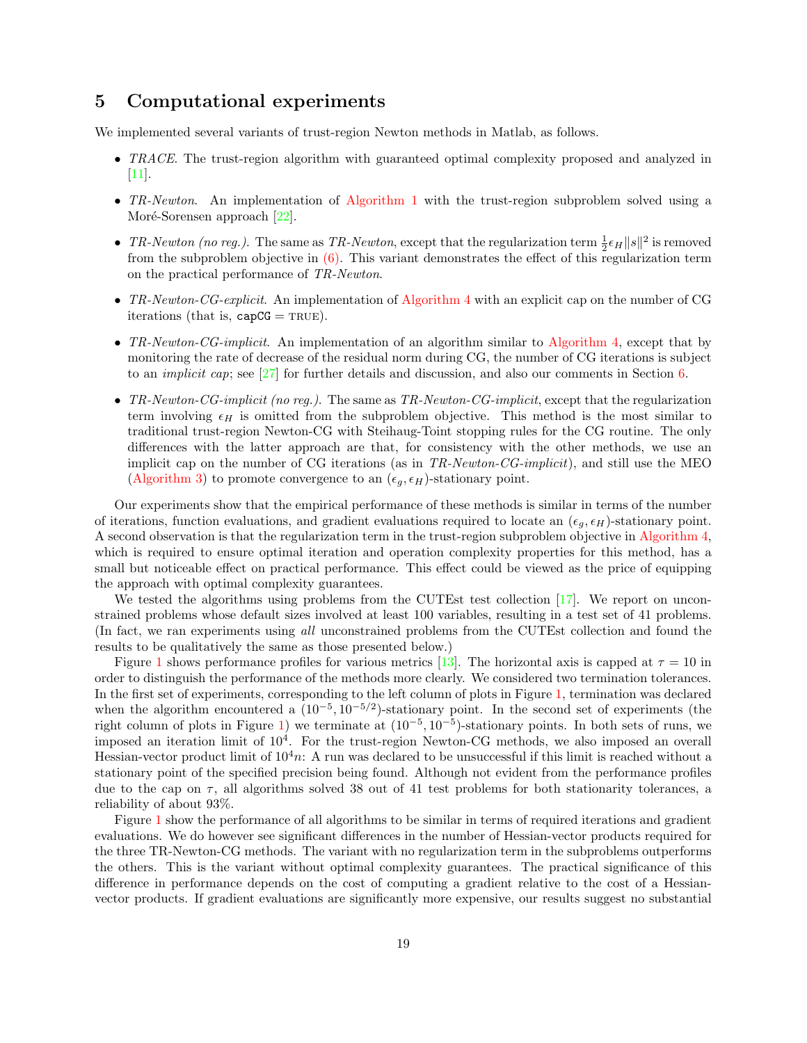# 5 Computational experiments

We implemented several variants of trust-region Newton methods in Matlab, as follows.

- *TRACE*. The trust-region algorithm with guaranteed optimal complexity proposed and analyzed in [11].
- *TR-Newton*. An implementation of Algorithm 1 with the trust-region subproblem solved using a Moré-Sorensen approach [22].
- *TR-Newton (no reg.)*. The same as *TR-Newton*, except that the regularization term $\frac{1}{2}\epsilon_H \|s\|^2$ is removed from the subproblem objective in (6). This variant demonstrates the effect of this regularization term on the practical performance of *TR-Newton*.
- *TR-Newton-CG-explicit*. An implementation of Algorithm 4 with an explicit cap on the number of CG iterations (that is, capCG = TRUE).
- *TR-Newton-CG-implicit*. An implementation of an algorithm similar to Algorithm 4, except that by monitoring the rate of decrease of the residual norm during CG, the number of CG iterations is subject to an *implicit cap*; see [27] for further details and discussion, and also our comments in Section 6.
- *TR-Newton-CG-implicit (no reg.)*. The same as *TR-Newton-CG-implicit*, except that the regularization term involving $\epsilon_H$ is omitted from the subproblem objective. This method is the most similar to traditional trust-region Newton-CG with Steihaug-Toint stopping rules for the CG routine. The only differences with the latter approach are that, for consistency with the other methods, we use an implicit cap on the number of CG iterations (as in *TR-Newton-CG-implicit*), and still use the MEO (Algorithm 3) to promote convergence to an $(\epsilon_g, \epsilon_H)$-stationary point.

Our experiments show that the empirical performance of these methods is similar in terms of the number of iterations, function evaluations, and gradient evaluations required to locate an $(\epsilon_g, \epsilon_H)$-stationary point. A second observation is that the regularization term in the trust-region subproblem objective in Algorithm 4, which is required to ensure optimal iteration and operation complexity properties for this method, has a small but noticeable effect on practical performance. This effect could be viewed as the price of equipping the approach with optimal complexity guarantees.

We tested the algorithms using problems from the CUTEst test collection [17]. We report on unconstrained problems whose default sizes involved at least 100 variables, resulting in a test set of 41 problems. (In fact, we ran experiments using *all* unconstrained problems from the CUTEst collection and found the results to be qualitatively the same as those presented below.)

Figure 1 shows performance profiles for various metrics [13]. The horizontal axis is capped at $\tau = 10$ in order to distinguish the performance of the methods more clearly. We considered two termination tolerances. In the first set of experiments, corresponding to the left column of plots in Figure 1, termination was declared when the algorithm encountered a $(10^{-5}, 10^{-5/2})$-stationary point. In the second set of experiments (the right column of plots in Figure 1) we terminate at $(10^{-5}, 10^{-5})$-stationary points. In both sets of runs, we imposed an iteration limit of $10^4$. For the trust-region Newton-CG methods, we also imposed an overall Hessian-vector product limit of $10^4 n$: A run was declared to be unsuccessful if this limit is reached without a stationary point of the specified precision being found. Although not evident from the performance profiles due to the cap on $\tau$, all algorithms solved 38 out of 41 test problems for both stationarity tolerances, a reliability of about 93%.

Figure 1 show the performance of all algorithms to be similar in terms of required iterations and gradient evaluations. We do however see significant differences in the number of Hessian-vector products required for the three TR-Newton-CG methods. The variant with no regularization term in the subproblems outperforms the others. This is the variant without optimal complexity guarantees. The practical significance of this difference in performance depends on the cost of computing a gradient relative to the cost of a Hessian-vector products. If gradient evaluations are significantly more expensive, our results suggest no substantial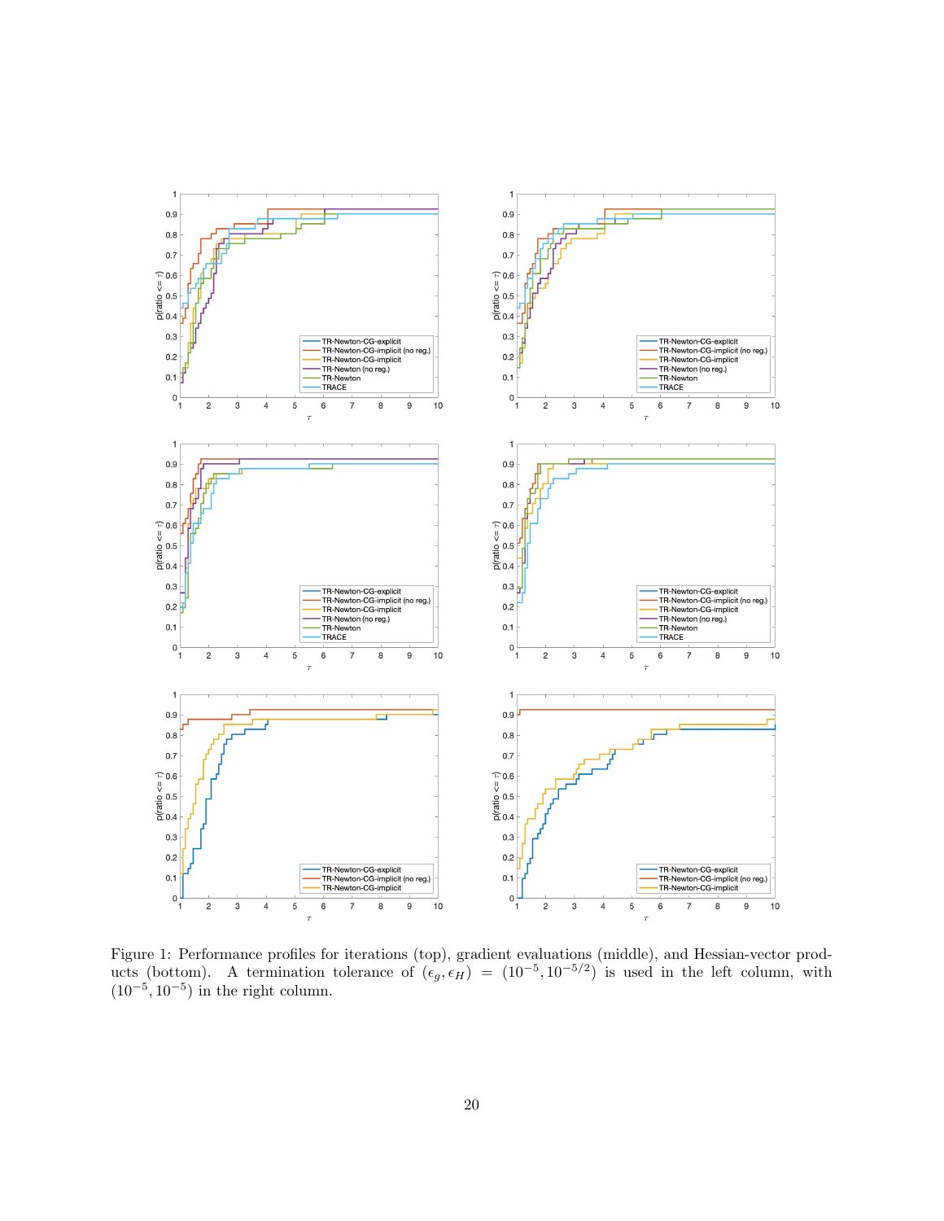Figure 1: Performance profiles for iterations (top), gradient evaluations (middle), and Hessian-vector products (bottom). A termination tolerance of $(\epsilon_g, \epsilon_H) = (10^{-5}, 10^{-5/2})$ is used in the left column, with $(10^{-5}, 10^{-5})$ in the right column.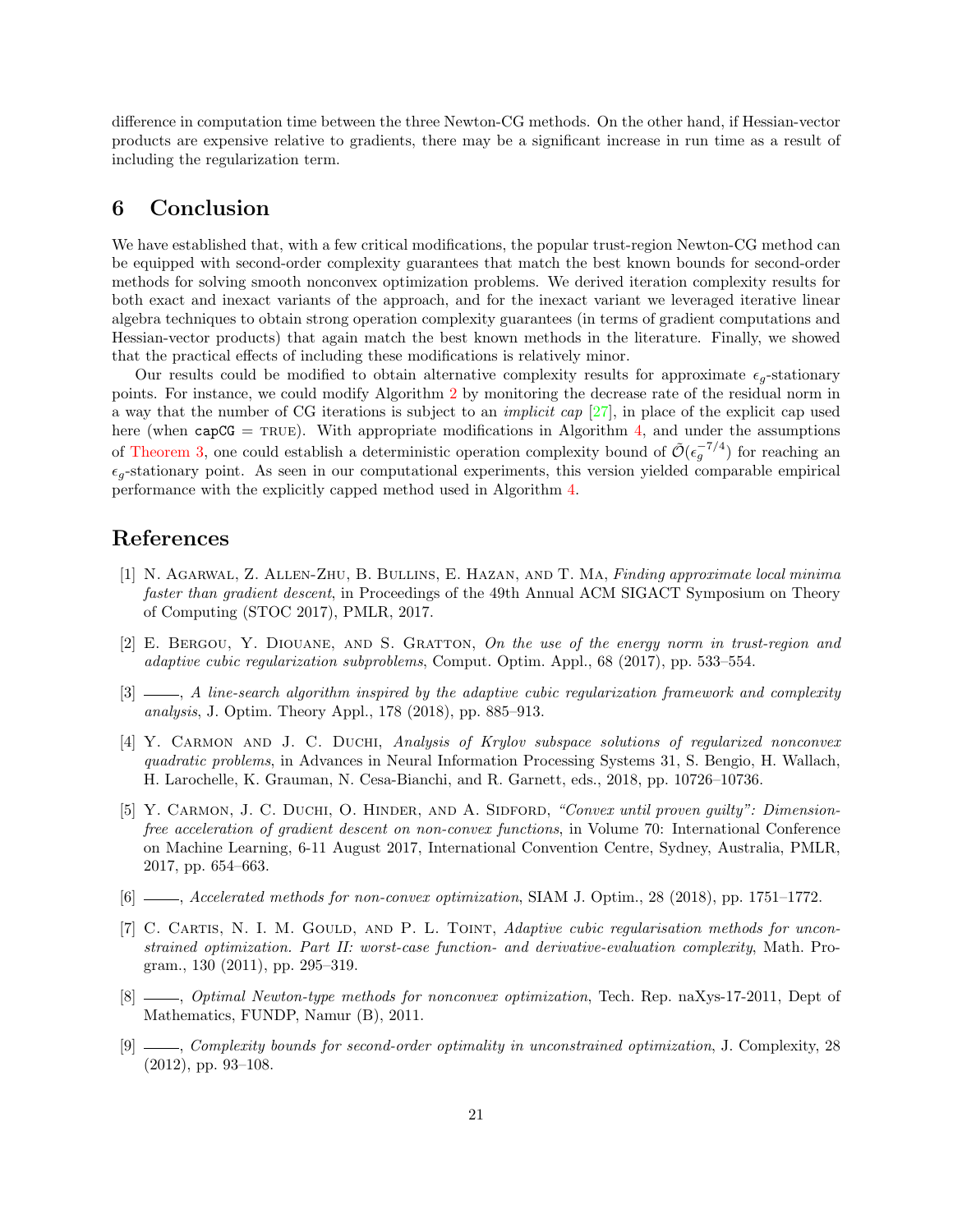difference in computation time between the three Newton-CG methods. On the other hand, if Hessian-vector products are expensive relative to gradients, there may be a significant increase in run time as a result of including the regularization term.

# 6 Conclusion

We have established that, with a few critical modifications, the popular trust-region Newton-CG method can be equipped with second-order complexity guarantees that match the best known bounds for second-order methods for solving smooth nonconvex optimization problems. We derived iteration complexity results for both exact and inexact variants of the approach, and for the inexact variant we leveraged iterative linear algebra techniques to obtain strong operation complexity guarantees (in terms of gradient computations and Hessian-vector products) that again match the best known methods in the literature. Finally, we showed that the practical effects of including these modifications is relatively minor.

Our results could be modified to obtain alternative complexity results for approximate $\epsilon_g$-stationary points. For instance, we could modify Algorithm 2 by monitoring the decrease rate of the residual norm in a way that the number of CG iterations is subject to an *implicit cap* [27], in place of the explicit cap used here (when capCG = TRUE). With appropriate modifications in Algorithm 4, and under the assumptions of Theorem 3, one could establish a deterministic operation complexity bound of $\tilde{\mathcal{O}}(\epsilon_g^{-7/4})$ for reaching an $\epsilon_g$-stationary point. As seen in our computational experiments, this version yielded comparable empirical performance with the explicitly capped method used in Algorithm 4.

# References

[1] N. Agarwal, Z. Allen-Zhu, B. Bullins, E. Hazan, and T. Ma, *Finding approximate local minima faster than gradient descent*, in Proceedings of the 49th Annual ACM SIGACT Symposium on Theory of Computing (STOC 2017), PMLR, 2017.

[2] E. Bergou, Y. Diouane, and S. Gratton, *On the use of the energy norm in trust-region and adaptive cubic regularization subproblems*, Comput. Optim. Appl., 68 (2017), pp. 533–554.

[3] ——, *A line-search algorithm inspired by the adaptive cubic regularization framework and complexity analysis*, J. Optim. Theory Appl., 178 (2018), pp. 885–913.

[4] Y. Carmon and J. C. Duchi, *Analysis of Krylov subspace solutions of regularized nonconvex quadratic problems*, in Advances in Neural Information Processing Systems 31, S. Bengio, H. Wallach, H. Larochelle, K. Grauman, N. Cesa-Bianchi, and R. Garnett, eds., 2018, pp. 10726–10736.

[5] Y. Carmon, J. C. Duchi, O. Hinder, and A. Sidford, *"Convex until proven guilty": Dimension-free acceleration of gradient descent on non-convex functions*, in Volume 70: International Conference on Machine Learning, 6-11 August 2017, International Convention Centre, Sydney, Australia, PMLR, 2017, pp. 654–663.

[6] ——, *Accelerated methods for non-convex optimization*, SIAM J. Optim., 28 (2018), pp. 1751–1772.

[7] C. Cartis, N. I. M. Gould, and P. L. Toint, *Adaptive cubic regularisation methods for unconstrained optimization. Part II: worst-case function- and derivative-evaluation complexity*, Math. Program., 130 (2011), pp. 295–319.

[8] ——, *Optimal Newton-type methods for nonconvex optimization*, Tech. Rep. naXys-17-2011, Dept of Mathematics, FUNDP, Namur (B), 2011.

[9] ——, *Complexity bounds for second-order optimality in unconstrained optimization*, J. Complexity, 28 (2012), pp. 93–108.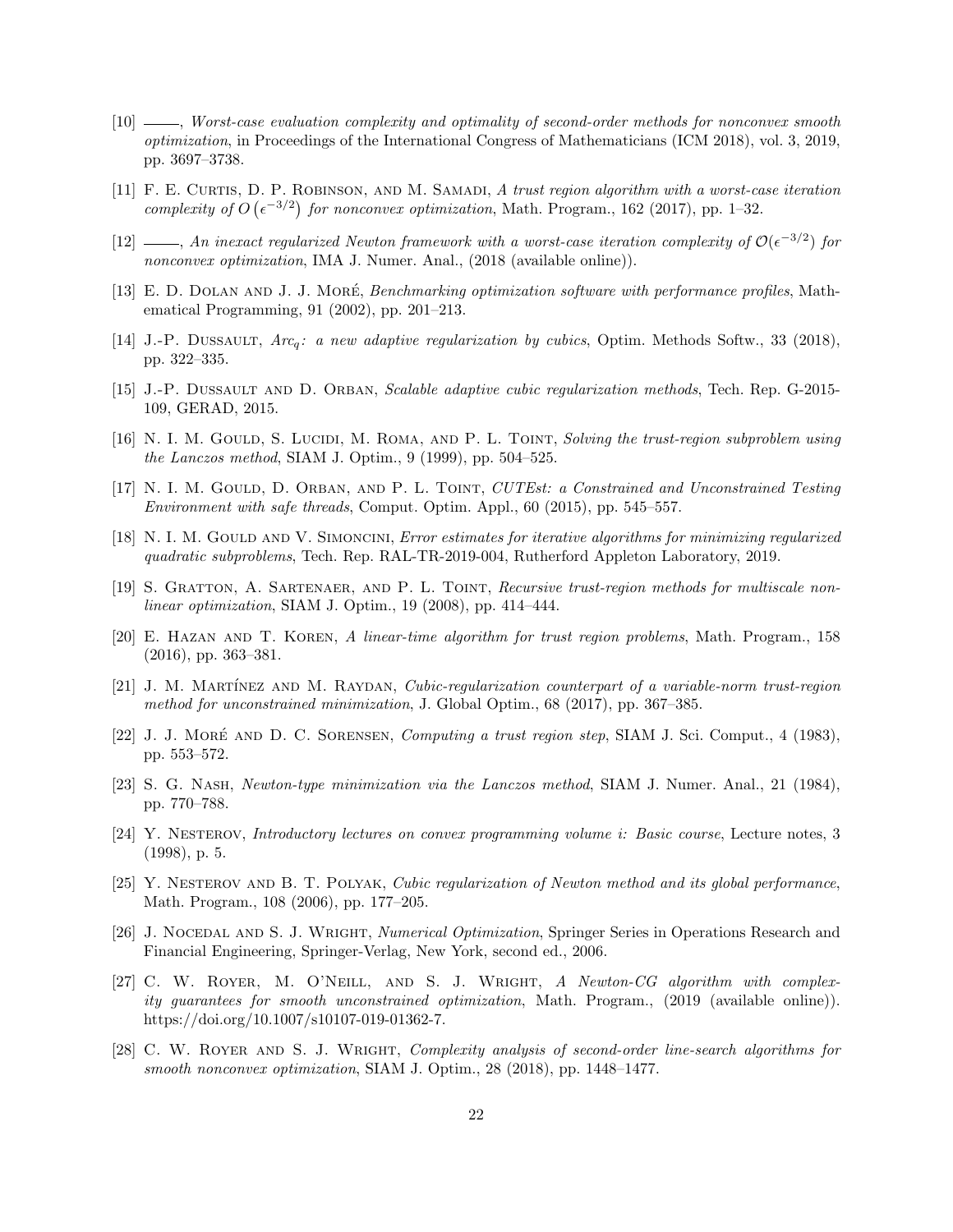[10] ——, *Worst-case evaluation complexity and optimality of second-order methods for nonconvex smooth optimization*, in Proceedings of the International Congress of Mathematicians (ICM 2018), vol. 3, 2019, pp. 3697–3738.

[11] F. E. Curtis, D. P. Robinson, and M. Samadi, *A trust region algorithm with a worst-case iteration complexity of $O\left(\epsilon^{-3/2}\right)$ for nonconvex optimization*, Math. Program., 162 (2017), pp. 1–32.

[12] ——, *An inexact regularized Newton framework with a worst-case iteration complexity of $\mathcal{O}(\epsilon^{-3/2})$ for nonconvex optimization*, IMA J. Numer. Anal., (2018 (available online)).

[13] E. D. Dolan and J. J. Moré, *Benchmarking optimization software with performance profiles*, Mathematical Programming, 91 (2002), pp. 201–213.

[14] J.-P. Dussault, *Arc$_q$: a new adaptive regularization by cubics*, Optim. Methods Softw., 33 (2018), pp. 322–335.

[15] J.-P. Dussault and D. Orban, *Scalable adaptive cubic regularization methods*, Tech. Rep. G-2015-109, GERAD, 2015.

[16] N. I. M. Gould, S. Lucidi, M. Roma, and P. L. Toint, *Solving the trust-region subproblem using the Lanczos method*, SIAM J. Optim., 9 (1999), pp. 504–525.

[17] N. I. M. Gould, D. Orban, and P. L. Toint, *CUTEst: a Constrained and Unconstrained Testing Environment with safe threads*, Comput. Optim. Appl., 60 (2015), pp. 545–557.

[18] N. I. M. Gould and V. Simoncini, *Error estimates for iterative algorithms for minimizing regularized quadratic subproblems*, Tech. Rep. RAL-TR-2019-004, Rutherford Appleton Laboratory, 2019.

[19] S. Gratton, A. Sartenaer, and P. L. Toint, *Recursive trust-region methods for multiscale nonlinear optimization*, SIAM J. Optim., 19 (2008), pp. 414–444.

[20] E. Hazan and T. Koren, *A linear-time algorithm for trust region problems*, Math. Program., 158 (2016), pp. 363–381.

[21] J. M. Martínez and M. Raydan, *Cubic-regularization counterpart of a variable-norm trust-region method for unconstrained minimization*, J. Global Optim., 68 (2017), pp. 367–385.

[22] J. J. Moré and D. C. Sorensen, *Computing a trust region step*, SIAM J. Sci. Comput., 4 (1983), pp. 553–572.

[23] S. G. Nash, *Newton-type minimization via the Lanczos method*, SIAM J. Numer. Anal., 21 (1984), pp. 770–788.

[24] Y. Nesterov, *Introductory lectures on convex programming volume i: Basic course*, Lecture notes, 3 (1998), p. 5.

[25] Y. Nesterov and B. T. Polyak, *Cubic regularization of Newton method and its global performance*, Math. Program., 108 (2006), pp. 177–205.

[26] J. Nocedal and S. J. Wright, *Numerical Optimization*, Springer Series in Operations Research and Financial Engineering, Springer-Verlag, New York, second ed., 2006.

[27] C. W. Royer, M. O'Neill, and S. J. Wright, *A Newton-CG algorithm with complexity guarantees for smooth unconstrained optimization*, Math. Program., (2019 (available online)). https://doi.org/10.1007/s10107-019-01362-7.

[28] C. W. Royer and S. J. Wright, *Complexity analysis of second-order line-search algorithms for smooth nonconvex optimization*, SIAM J. Optim., 28 (2018), pp. 1448–1477.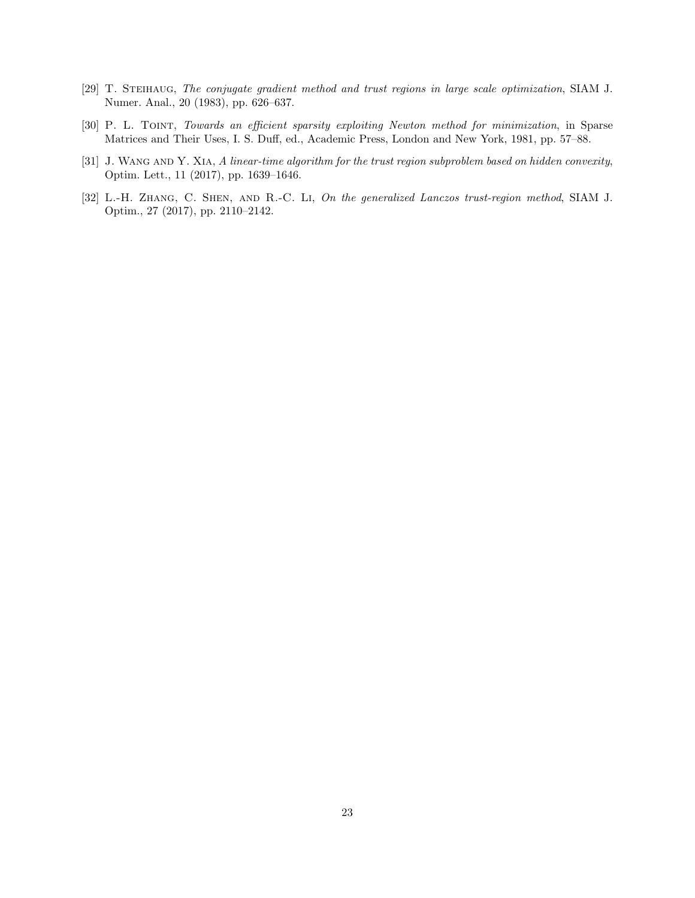[29] T. Steihaug, *The conjugate gradient method and trust regions in large scale optimization*, SIAM J. Numer. Anal., 20 (1983), pp. 626–637.

[30] P. L. Toint, *Towards an efficient sparsity exploiting Newton method for minimization*, in Sparse Matrices and Their Uses, I. S. Duff, ed., Academic Press, London and New York, 1981, pp. 57–88.

[31] J. Wang and Y. Xia, *A linear-time algorithm for the trust region subproblem based on hidden convexity*, Optim. Lett., 11 (2017), pp. 1639–1646.

[32] L.-H. Zhang, C. Shen, and R.-C. Li, *On the generalized Lanczos trust-region method*, SIAM J. Optim., 27 (2017), pp. 2110–2142.